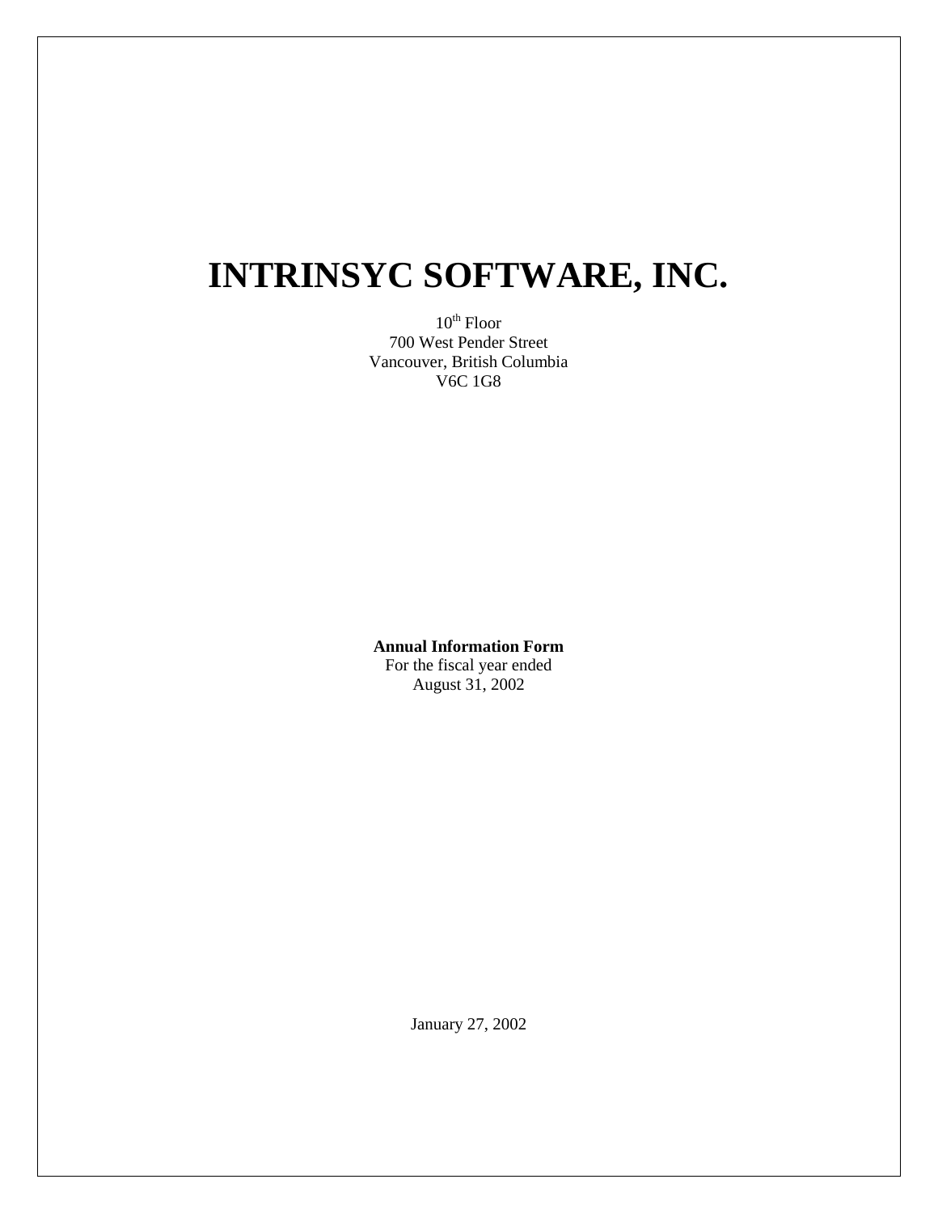# INTRINSYC SOFTWARE, INC.

10th Floor
700 West Pender Street
Vancouver, British Columbia
V6C 1G8

**Annual Information Form**
For the fiscal year ended
August 31, 2002

January 27, 2002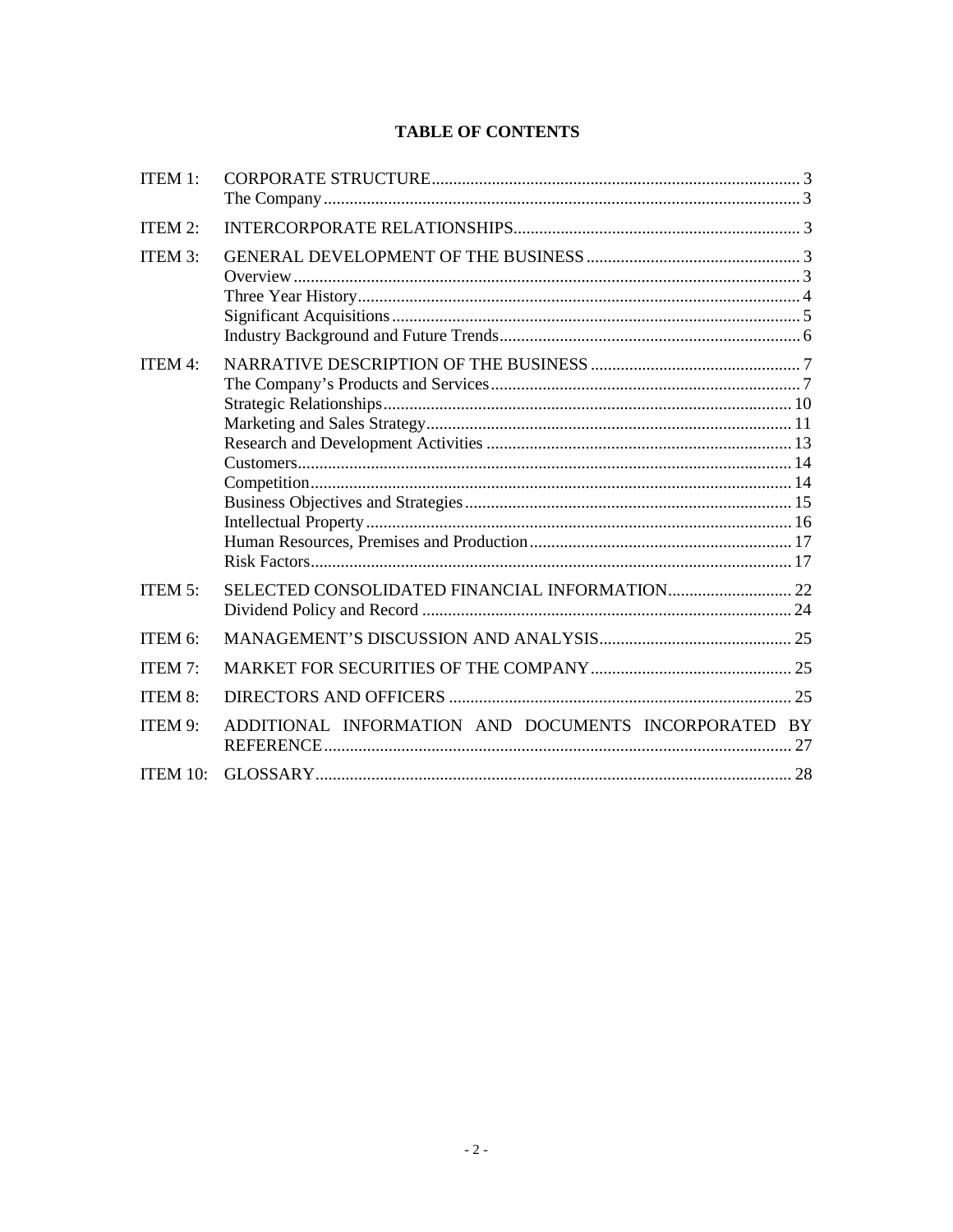# TABLE OF CONTENTS

| | | |
|---|---|---|
| ITEM 1: | CORPORATE STRUCTURE | 3 |
| | The Company | 3 |
| ITEM 2: | INTERCORPORATE RELATIONSHIPS | 3 |
| ITEM 3: | GENERAL DEVELOPMENT OF THE BUSINESS | 3 |
| | Overview | 3 |
| | Three Year History | 4 |
| | Significant Acquisitions | 5 |
| | Industry Background and Future Trends | 6 |
| ITEM 4: | NARRATIVE DESCRIPTION OF THE BUSINESS | 7 |
| | The Company's Products and Services | 7 |
| | Strategic Relationships | 10 |
| | Marketing and Sales Strategy | 11 |
| | Research and Development Activities | 13 |
| | Customers | 14 |
| | Competition | 14 |
| | Business Objectives and Strategies | 15 |
| | Intellectual Property | 16 |
| | Human Resources, Premises and Production | 17 |
| | Risk Factors | 17 |
| ITEM 5: | SELECTED CONSOLIDATED FINANCIAL INFORMATION | 22 |
| | Dividend Policy and Record | 24 |
| ITEM 6: | MANAGEMENT'S DISCUSSION AND ANALYSIS | 25 |
| ITEM 7: | MARKET FOR SECURITIES OF THE COMPANY | 25 |
| ITEM 8: | DIRECTORS AND OFFICERS | 25 |
| ITEM 9: | ADDITIONAL INFORMATION AND DOCUMENTS INCORPORATED BY REFERENCE | 27 |
| ITEM 10: | GLOSSARY | 28 |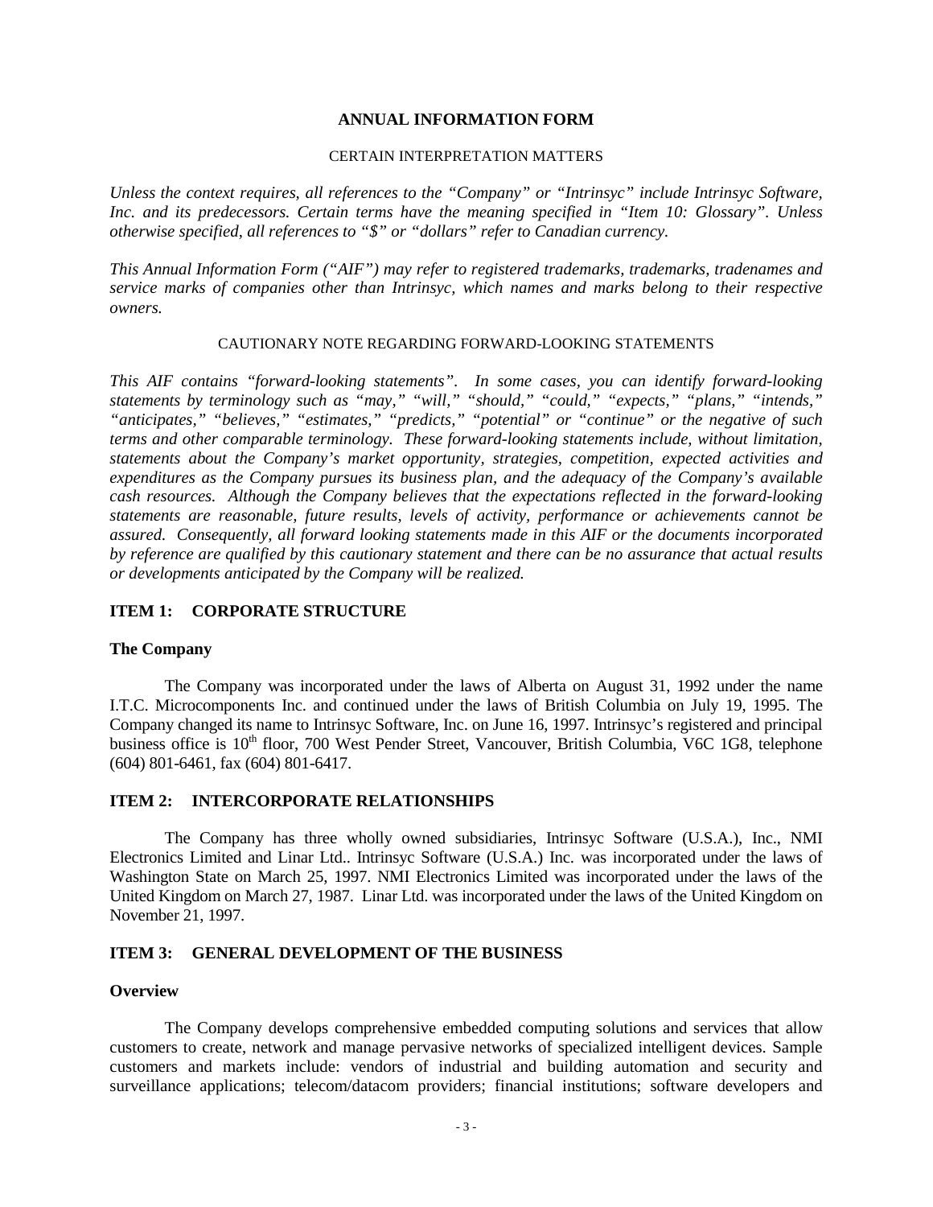## ANNUAL INFORMATION FORM

CERTAIN INTERPRETATION MATTERS

*Unless the context requires, all references to the "Company" or "Intrinsyc" include Intrinsyc Software, Inc. and its predecessors. Certain terms have the meaning specified in "Item 10: Glossary". Unless otherwise specified, all references to "$" or "dollars" refer to Canadian currency.*

*This Annual Information Form ("AIF") may refer to registered trademarks, trademarks, tradenames and service marks of companies other than Intrinsyc, which names and marks belong to their respective owners.*

CAUTIONARY NOTE REGARDING FORWARD-LOOKING STATEMENTS

*This AIF contains "forward-looking statements". In some cases, you can identify forward-looking statements by terminology such as "may," "will," "should," "could," "expects," "plans," "intends," "anticipates," "believes," "estimates," "predicts," "potential" or "continue" or the negative of such terms and other comparable terminology. These forward-looking statements include, without limitation, statements about the Company's market opportunity, strategies, competition, expected activities and expenditures as the Company pursues its business plan, and the adequacy of the Company's available cash resources. Although the Company believes that the expectations reflected in the forward-looking statements are reasonable, future results, levels of activity, performance or achievements cannot be assured. Consequently, all forward looking statements made in this AIF or the documents incorporated by reference are qualified by this cautionary statement and there can be no assurance that actual results or developments anticipated by the Company will be realized.*

## ITEM 1: CORPORATE STRUCTURE

### The Company

The Company was incorporated under the laws of Alberta on August 31, 1992 under the name I.T.C. Microcomponents Inc. and continued under the laws of British Columbia on July 19, 1995. The Company changed its name to Intrinsyc Software, Inc. on June 16, 1997. Intrinsyc's registered and principal business office is 10th floor, 700 West Pender Street, Vancouver, British Columbia, V6C 1G8, telephone (604) 801-6461, fax (604) 801-6417.

## ITEM 2: INTERCORPORATE RELATIONSHIPS

The Company has three wholly owned subsidiaries, Intrinsyc Software (U.S.A.), Inc., NMI Electronics Limited and Linar Ltd.. Intrinsyc Software (U.S.A.) Inc. was incorporated under the laws of Washington State on March 25, 1997. NMI Electronics Limited was incorporated under the laws of the United Kingdom on March 27, 1987. Linar Ltd. was incorporated under the laws of the United Kingdom on November 21, 1997.

## ITEM 3: GENERAL DEVELOPMENT OF THE BUSINESS

### Overview

The Company develops comprehensive embedded computing solutions and services that allow customers to create, network and manage pervasive networks of specialized intelligent devices. Sample customers and markets include: vendors of industrial and building automation and security and surveillance applications; telecom/datacom providers; financial institutions; software developers and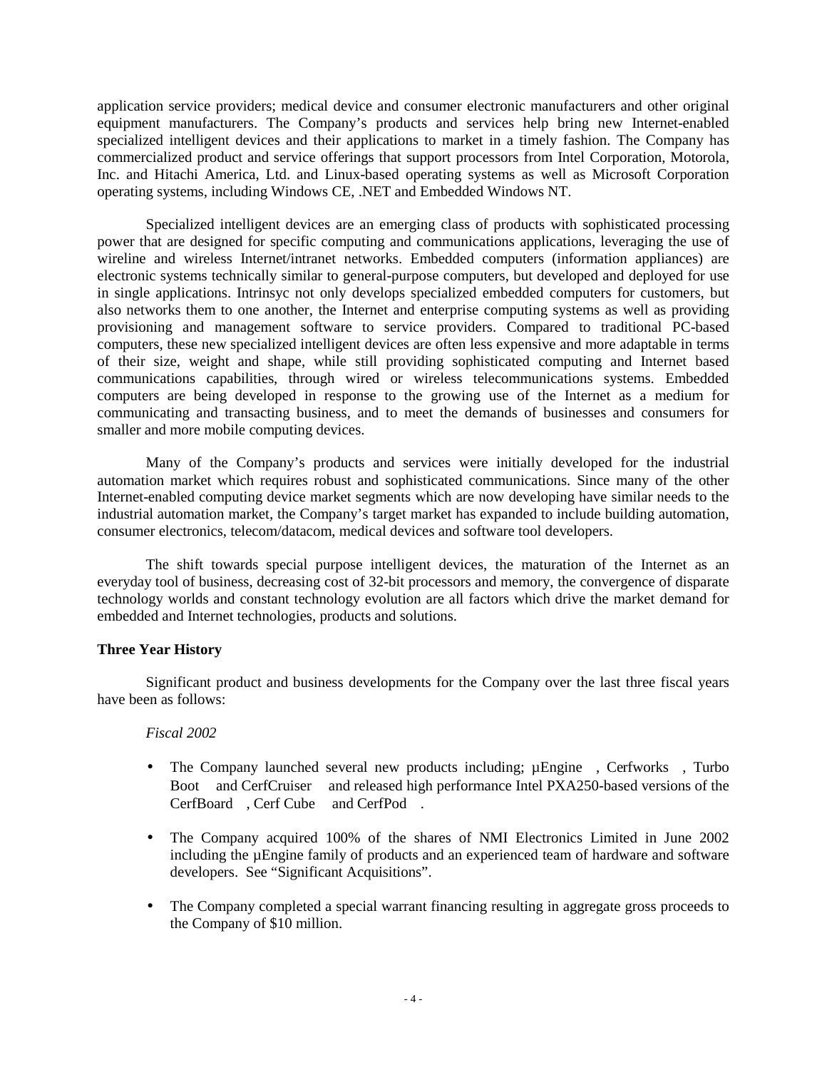application service providers; medical device and consumer electronic manufacturers and other original equipment manufacturers. The Company's products and services help bring new Internet-enabled specialized intelligent devices and their applications to market in a timely fashion. The Company has commercialized product and service offerings that support processors from Intel Corporation, Motorola, Inc. and Hitachi America, Ltd. and Linux-based operating systems as well as Microsoft Corporation operating systems, including Windows CE, .NET and Embedded Windows NT.

Specialized intelligent devices are an emerging class of products with sophisticated processing power that are designed for specific computing and communications applications, leveraging the use of wireline and wireless Internet/intranet networks. Embedded computers (information appliances) are electronic systems technically similar to general-purpose computers, but developed and deployed for use in single applications. Intrinsyc not only develops specialized embedded computers for customers, but also networks them to one another, the Internet and enterprise computing systems as well as providing provisioning and management software to service providers. Compared to traditional PC-based computers, these new specialized intelligent devices are often less expensive and more adaptable in terms of their size, weight and shape, while still providing sophisticated computing and Internet based communications capabilities, through wired or wireless telecommunications systems. Embedded computers are being developed in response to the growing use of the Internet as a medium for communicating and transacting business, and to meet the demands of businesses and consumers for smaller and more mobile computing devices.

Many of the Company's products and services were initially developed for the industrial automation market which requires robust and sophisticated communications. Since many of the other Internet-enabled computing device market segments which are now developing have similar needs to the industrial automation market, the Company's target market has expanded to include building automation, consumer electronics, telecom/datacom, medical devices and software tool developers.

The shift towards special purpose intelligent devices, the maturation of the Internet as an everyday tool of business, decreasing cost of 32-bit processors and memory, the convergence of disparate technology worlds and constant technology evolution are all factors which drive the market demand for embedded and Internet technologies, products and solutions.

**Three Year History**

Significant product and business developments for the Company over the last three fiscal years have been as follows:

*Fiscal 2002*

- The Company launched several new products including; µEngine, Cerfworks, Turbo Boot and CerfCruiser and released high performance Intel PXA250-based versions of the CerfBoard, Cerf Cube and CerfPod.
- The Company acquired 100% of the shares of NMI Electronics Limited in June 2002 including the µEngine family of products and an experienced team of hardware and software developers. See "Significant Acquisitions".
- The Company completed a special warrant financing resulting in aggregate gross proceeds to the Company of $10 million.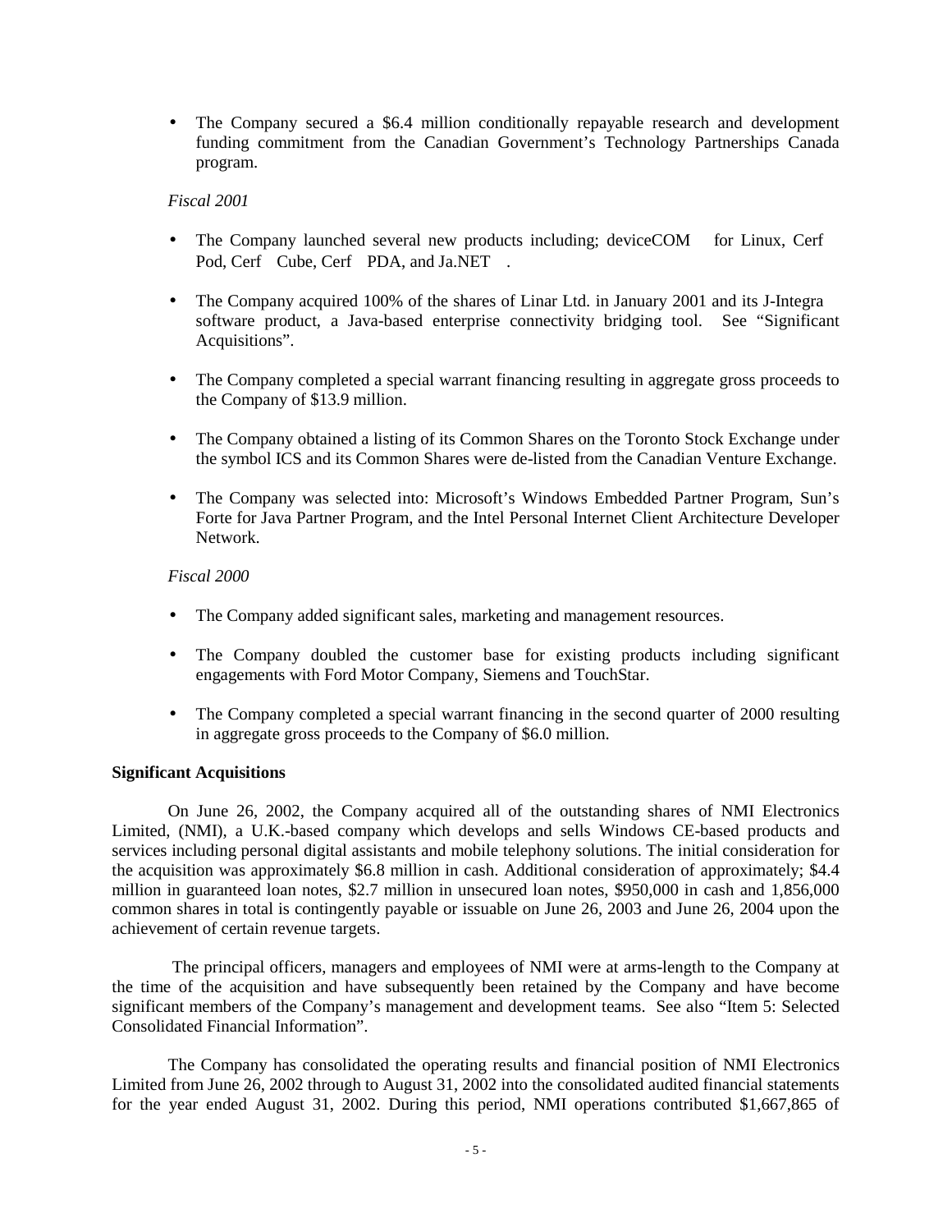- The Company secured a $6.4 million conditionally repayable research and development funding commitment from the Canadian Government's Technology Partnerships Canada program.

*Fiscal 2001*

- The Company launched several new products including; deviceCOM for Linux, Cerf Pod, Cerf Cube, Cerf PDA, and Ja.NET .
- The Company acquired 100% of the shares of Linar Ltd. in January 2001 and its J-Integra software product, a Java-based enterprise connectivity bridging tool. See "Significant Acquisitions".
- The Company completed a special warrant financing resulting in aggregate gross proceeds to the Company of $13.9 million.
- The Company obtained a listing of its Common Shares on the Toronto Stock Exchange under the symbol ICS and its Common Shares were de-listed from the Canadian Venture Exchange.
- The Company was selected into: Microsoft's Windows Embedded Partner Program, Sun's Forte for Java Partner Program, and the Intel Personal Internet Client Architecture Developer Network.

*Fiscal 2000*

- The Company added significant sales, marketing and management resources.
- The Company doubled the customer base for existing products including significant engagements with Ford Motor Company, Siemens and TouchStar.
- The Company completed a special warrant financing in the second quarter of 2000 resulting in aggregate gross proceeds to the Company of $6.0 million.

**Significant Acquisitions**

On June 26, 2002, the Company acquired all of the outstanding shares of NMI Electronics Limited, (NMI), a U.K.-based company which develops and sells Windows CE-based products and services including personal digital assistants and mobile telephony solutions. The initial consideration for the acquisition was approximately $6.8 million in cash. Additional consideration of approximately; $4.4 million in guaranteed loan notes, $2.7 million in unsecured loan notes, $950,000 in cash and 1,856,000 common shares in total is contingently payable or issuable on June 26, 2003 and June 26, 2004 upon the achievement of certain revenue targets.

The principal officers, managers and employees of NMI were at arms-length to the Company at the time of the acquisition and have subsequently been retained by the Company and have become significant members of the Company's management and development teams. See also "Item 5: Selected Consolidated Financial Information".

The Company has consolidated the operating results and financial position of NMI Electronics Limited from June 26, 2002 through to August 31, 2002 into the consolidated audited financial statements for the year ended August 31, 2002. During this period, NMI operations contributed $1,667,865 of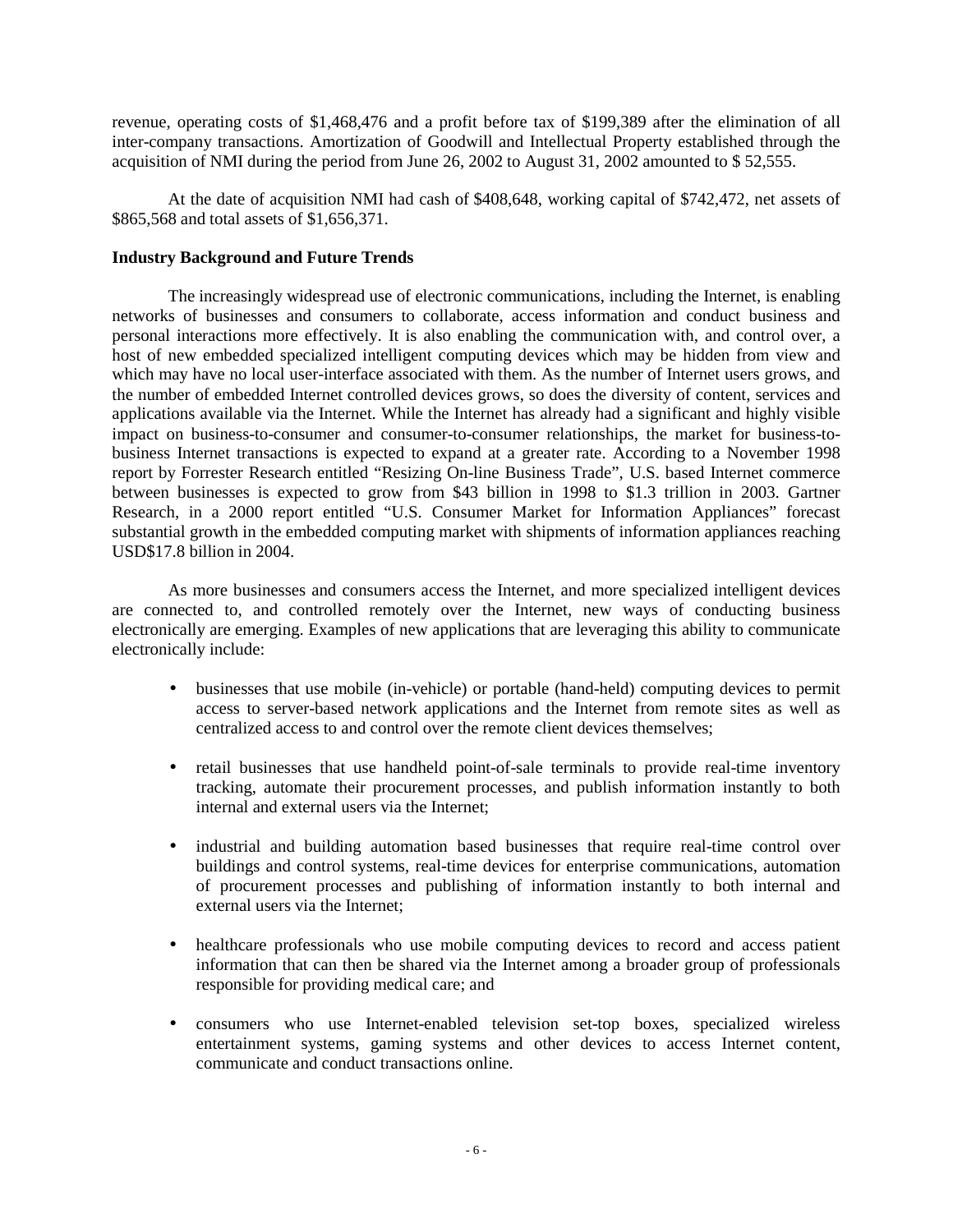revenue, operating costs of $1,468,476 and a profit before tax of $199,389 after the elimination of all inter-company transactions. Amortization of Goodwill and Intellectual Property established through the acquisition of NMI during the period from June 26, 2002 to August 31, 2002 amounted to $ 52,555.

At the date of acquisition NMI had cash of $408,648, working capital of $742,472, net assets of $865,568 and total assets of $1,656,371.

**Industry Background and Future Trends**

The increasingly widespread use of electronic communications, including the Internet, is enabling networks of businesses and consumers to collaborate, access information and conduct business and personal interactions more effectively. It is also enabling the communication with, and control over, a host of new embedded specialized intelligent computing devices which may be hidden from view and which may have no local user-interface associated with them. As the number of Internet users grows, and the number of embedded Internet controlled devices grows, so does the diversity of content, services and applications available via the Internet. While the Internet has already had a significant and highly visible impact on business-to-consumer and consumer-to-consumer relationships, the market for business-to-business Internet transactions is expected to expand at a greater rate. According to a November 1998 report by Forrester Research entitled "Resizing On-line Business Trade", U.S. based Internet commerce between businesses is expected to grow from $43 billion in 1998 to $1.3 trillion in 2003. Gartner Research, in a 2000 report entitled "U.S. Consumer Market for Information Appliances" forecast substantial growth in the embedded computing market with shipments of information appliances reaching USD$17.8 billion in 2004.

As more businesses and consumers access the Internet, and more specialized intelligent devices are connected to, and controlled remotely over the Internet, new ways of conducting business electronically are emerging. Examples of new applications that are leveraging this ability to communicate electronically include:

- businesses that use mobile (in-vehicle) or portable (hand-held) computing devices to permit access to server-based network applications and the Internet from remote sites as well as centralized access to and control over the remote client devices themselves;

- retail businesses that use handheld point-of-sale terminals to provide real-time inventory tracking, automate their procurement processes, and publish information instantly to both internal and external users via the Internet;

- industrial and building automation based businesses that require real-time control over buildings and control systems, real-time devices for enterprise communications, automation of procurement processes and publishing of information instantly to both internal and external users via the Internet;

- healthcare professionals who use mobile computing devices to record and access patient information that can then be shared via the Internet among a broader group of professionals responsible for providing medical care; and

- consumers who use Internet-enabled television set-top boxes, specialized wireless entertainment systems, gaming systems and other devices to access Internet content, communicate and conduct transactions online.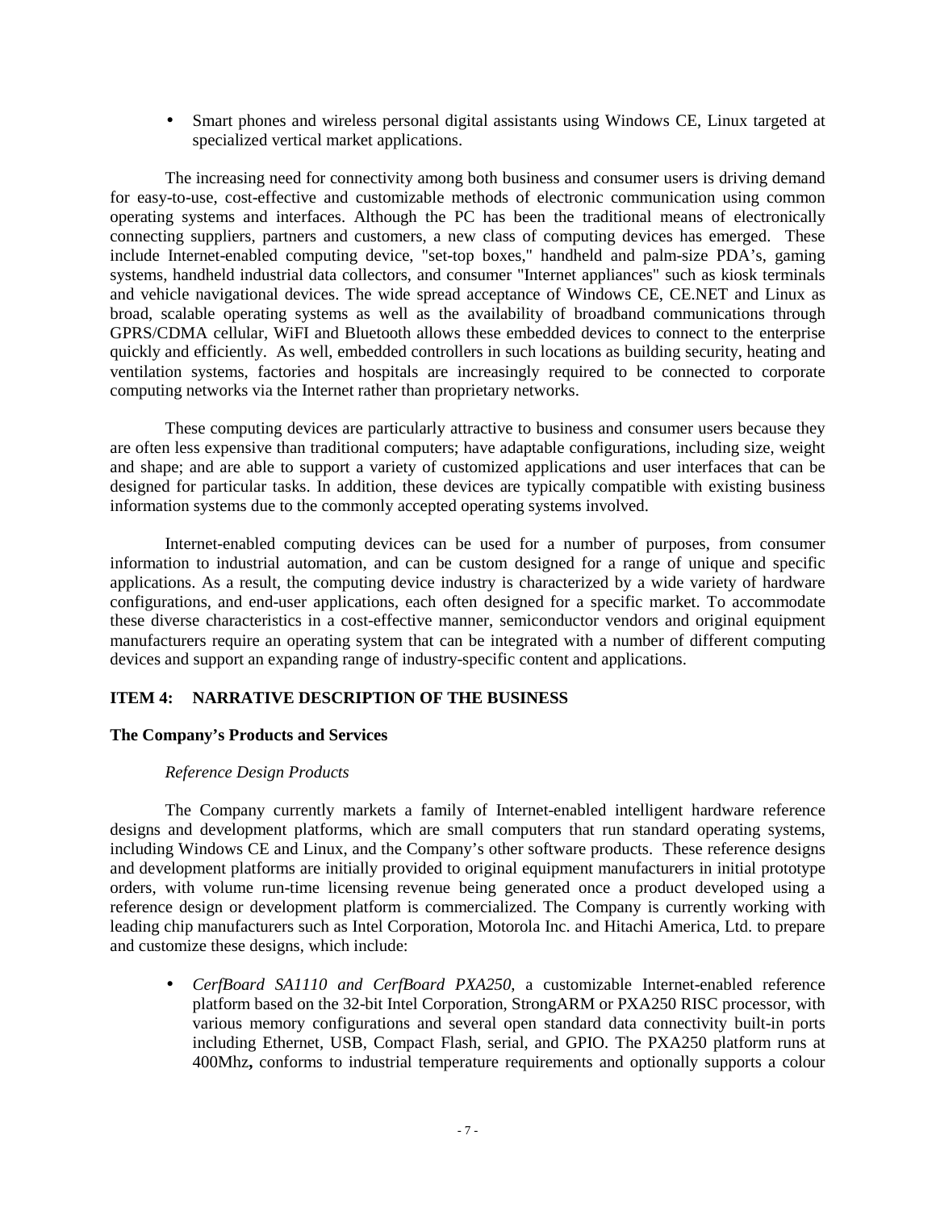- Smart phones and wireless personal digital assistants using Windows CE, Linux targeted at specialized vertical market applications.

The increasing need for connectivity among both business and consumer users is driving demand for easy-to-use, cost-effective and customizable methods of electronic communication using common operating systems and interfaces. Although the PC has been the traditional means of electronically connecting suppliers, partners and customers, a new class of computing devices has emerged. These include Internet-enabled computing device, "set-top boxes," handheld and palm-size PDA's, gaming systems, handheld industrial data collectors, and consumer "Internet appliances" such as kiosk terminals and vehicle navigational devices. The wide spread acceptance of Windows CE, CE.NET and Linux as broad, scalable operating systems as well as the availability of broadband communications through GPRS/CDMA cellular, WiFI and Bluetooth allows these embedded devices to connect to the enterprise quickly and efficiently. As well, embedded controllers in such locations as building security, heating and ventilation systems, factories and hospitals are increasingly required to be connected to corporate computing networks via the Internet rather than proprietary networks.

These computing devices are particularly attractive to business and consumer users because they are often less expensive than traditional computers; have adaptable configurations, including size, weight and shape; and are able to support a variety of customized applications and user interfaces that can be designed for particular tasks. In addition, these devices are typically compatible with existing business information systems due to the commonly accepted operating systems involved.

Internet-enabled computing devices can be used for a number of purposes, from consumer information to industrial automation, and can be custom designed for a range of unique and specific applications. As a result, the computing device industry is characterized by a wide variety of hardware configurations, and end-user applications, each often designed for a specific market. To accommodate these diverse characteristics in a cost-effective manner, semiconductor vendors and original equipment manufacturers require an operating system that can be integrated with a number of different computing devices and support an expanding range of industry-specific content and applications.

## ITEM 4: NARRATIVE DESCRIPTION OF THE BUSINESS

### The Company's Products and Services

*Reference Design Products*

The Company currently markets a family of Internet-enabled intelligent hardware reference designs and development platforms, which are small computers that run standard operating systems, including Windows CE and Linux, and the Company's other software products. These reference designs and development platforms are initially provided to original equipment manufacturers in initial prototype orders, with volume run-time licensing revenue being generated once a product developed using a reference design or development platform is commercialized. The Company is currently working with leading chip manufacturers such as Intel Corporation, Motorola Inc. and Hitachi America, Ltd. to prepare and customize these designs, which include:

- *CerfBoard SA1110 and CerfBoard PXA250*, a customizable Internet-enabled reference platform based on the 32-bit Intel Corporation, StrongARM or PXA250 RISC processor, with various memory configurations and several open standard data connectivity built-in ports including Ethernet, USB, Compact Flash, serial, and GPIO. The PXA250 platform runs at 400Mhz**,** conforms to industrial temperature requirements and optionally supports a colour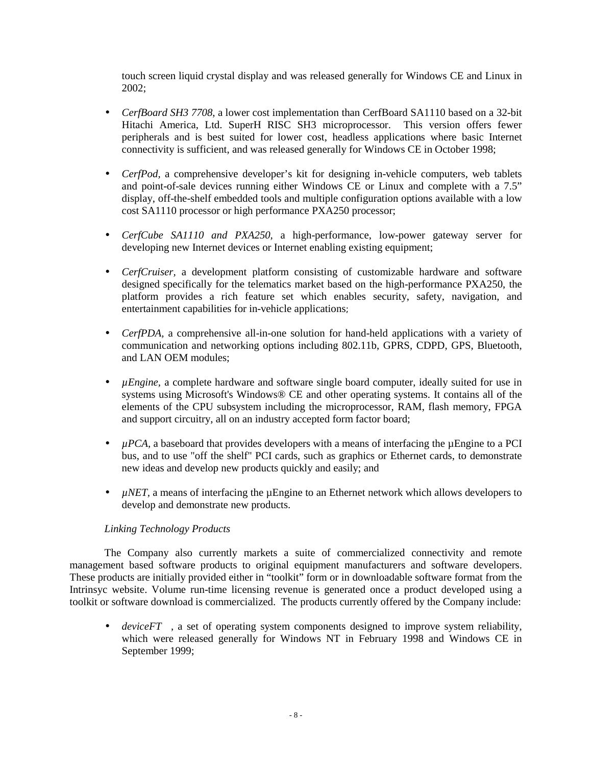touch screen liquid crystal display and was released generally for Windows CE and Linux in 2002;

- *CerfBoard SH3 7708*, a lower cost implementation than CerfBoard SA1110 based on a 32-bit Hitachi America, Ltd. SuperH RISC SH3 microprocessor. This version offers fewer peripherals and is best suited for lower cost, headless applications where basic Internet connectivity is sufficient, and was released generally for Windows CE in October 1998;

- *CerfPod*, a comprehensive developer's kit for designing in-vehicle computers, web tablets and point-of-sale devices running either Windows CE or Linux and complete with a 7.5" display, off-the-shelf embedded tools and multiple configuration options available with a low cost SA1110 processor or high performance PXA250 processor;

- *CerfCube SA1110 and PXA250*, a high-performance, low-power gateway server for developing new Internet devices or Internet enabling existing equipment;

- *CerfCruiser*, a development platform consisting of customizable hardware and software designed specifically for the telematics market based on the high-performance PXA250, the platform provides a rich feature set which enables security, safety, navigation, and entertainment capabilities for in-vehicle applications;

- *CerfPDA*, a comprehensive all-in-one solution for hand-held applications with a variety of communication and networking options including 802.11b, GPRS, CDPD, GPS, Bluetooth, and LAN OEM modules;

- *µEngine*, a complete hardware and software single board computer, ideally suited for use in systems using Microsoft's Windows® CE and other operating systems. It contains all of the elements of the CPU subsystem including the microprocessor, RAM, flash memory, FPGA and support circuitry, all on an industry accepted form factor board;

- *µPCA*, a baseboard that provides developers with a means of interfacing the µEngine to a PCI bus, and to use "off the shelf" PCI cards, such as graphics or Ethernet cards, to demonstrate new ideas and develop new products quickly and easily; and

- *µNET*, a means of interfacing the µEngine to an Ethernet network which allows developers to develop and demonstrate new products.

*Linking Technology Products*

The Company also currently markets a suite of commercialized connectivity and remote management based software products to original equipment manufacturers and software developers. These products are initially provided either in "toolkit" form or in downloadable software format from the Intrinsyc website. Volume run-time licensing revenue is generated once a product developed using a toolkit or software download is commercialized. The products currently offered by the Company include:

- *deviceFT*, a set of operating system components designed to improve system reliability, which were released generally for Windows NT in February 1998 and Windows CE in September 1999;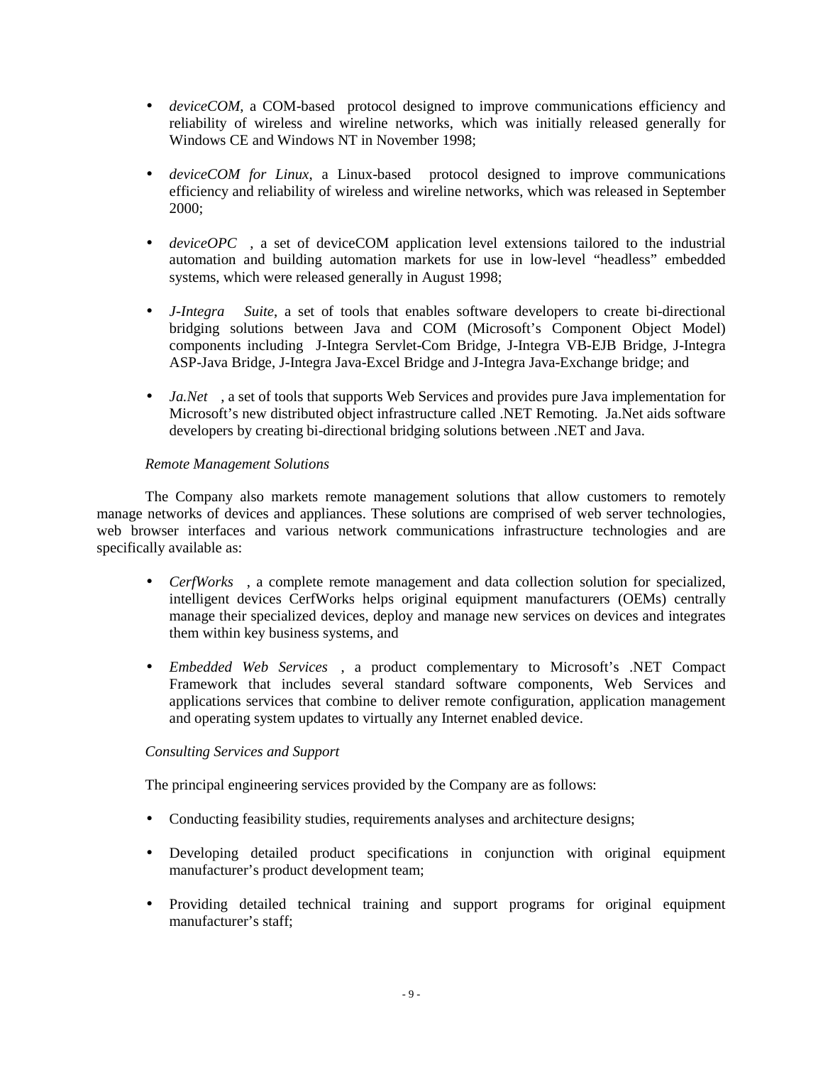- *deviceCOM*, a COM-based protocol designed to improve communications efficiency and reliability of wireless and wireline networks, which was initially released generally for Windows CE and Windows NT in November 1998;

- *deviceCOM for Linux*, a Linux-based protocol designed to improve communications efficiency and reliability of wireless and wireline networks, which was released in September 2000;

- *deviceOPC*, a set of deviceCOM application level extensions tailored to the industrial automation and building automation markets for use in low-level "headless" embedded systems, which were released generally in August 1998;

- *J-Integra Suite*, a set of tools that enables software developers to create bi-directional bridging solutions between Java and COM (Microsoft's Component Object Model) components including J-Integra Servlet-Com Bridge, J-Integra VB-EJB Bridge, J-Integra ASP-Java Bridge, J-Integra Java-Excel Bridge and J-Integra Java-Exchange bridge; and

- *Ja.Net*, a set of tools that supports Web Services and provides pure Java implementation for Microsoft's new distributed object infrastructure called .NET Remoting. Ja.Net aids software developers by creating bi-directional bridging solutions between .NET and Java.

*Remote Management Solutions*

The Company also markets remote management solutions that allow customers to remotely manage networks of devices and appliances. These solutions are comprised of web server technologies, web browser interfaces and various network communications infrastructure technologies and are specifically available as:

- *CerfWorks*, a complete remote management and data collection solution for specialized, intelligent devices CerfWorks helps original equipment manufacturers (OEMs) centrally manage their specialized devices, deploy and manage new services on devices and integrates them within key business systems, and

- *Embedded Web Services*, a product complementary to Microsoft's .NET Compact Framework that includes several standard software components, Web Services and applications services that combine to deliver remote configuration, application management and operating system updates to virtually any Internet enabled device.

*Consulting Services and Support*

The principal engineering services provided by the Company are as follows:

- Conducting feasibility studies, requirements analyses and architecture designs;

- Developing detailed product specifications in conjunction with original equipment manufacturer's product development team;

- Providing detailed technical training and support programs for original equipment manufacturer's staff;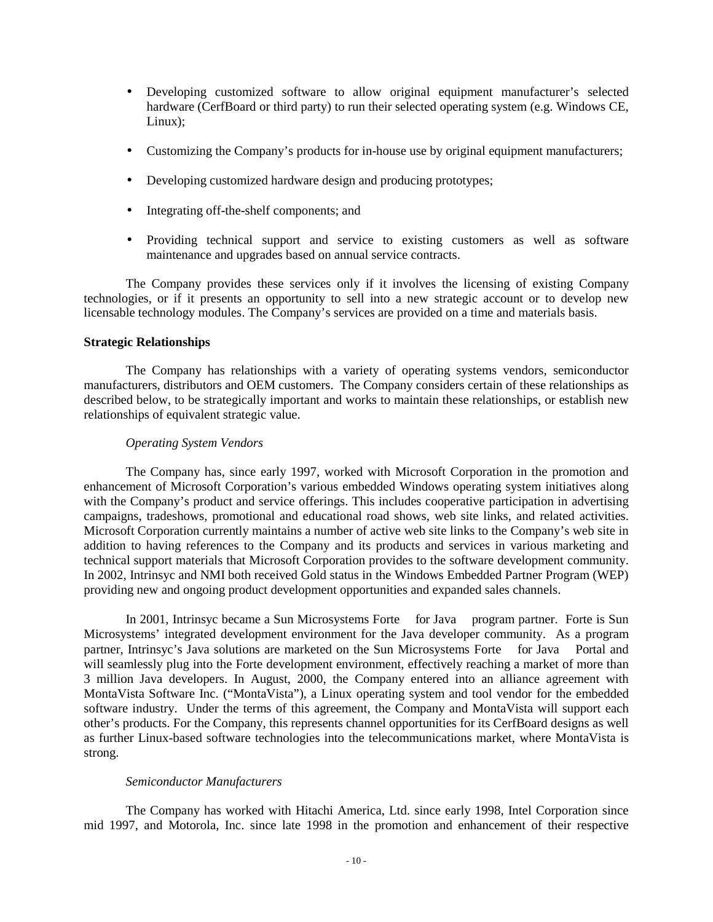- Developing customized software to allow original equipment manufacturer's selected hardware (CerfBoard or third party) to run their selected operating system (e.g. Windows CE, Linux);
- Customizing the Company's products for in-house use by original equipment manufacturers;
- Developing customized hardware design and producing prototypes;
- Integrating off-the-shelf components; and
- Providing technical support and service to existing customers as well as software maintenance and upgrades based on annual service contracts.

The Company provides these services only if it involves the licensing of existing Company technologies, or if it presents an opportunity to sell into a new strategic account or to develop new licensable technology modules. The Company's services are provided on a time and materials basis.

**Strategic Relationships**

The Company has relationships with a variety of operating systems vendors, semiconductor manufacturers, distributors and OEM customers. The Company considers certain of these relationships as described below, to be strategically important and works to maintain these relationships, or establish new relationships of equivalent strategic value.

*Operating System Vendors*

The Company has, since early 1997, worked with Microsoft Corporation in the promotion and enhancement of Microsoft Corporation's various embedded Windows operating system initiatives along with the Company's product and service offerings. This includes cooperative participation in advertising campaigns, tradeshows, promotional and educational road shows, web site links, and related activities. Microsoft Corporation currently maintains a number of active web site links to the Company's web site in addition to having references to the Company and its products and services in various marketing and technical support materials that Microsoft Corporation provides to the software development community. In 2002, Intrinsyc and NMI both received Gold status in the Windows Embedded Partner Program (WEP) providing new and ongoing product development opportunities and expanded sales channels.

In 2001, Intrinsyc became a Sun Microsystems Forte for Java program partner. Forte is Sun Microsystems' integrated development environment for the Java developer community. As a program partner, Intrinsyc's Java solutions are marketed on the Sun Microsystems Forte for Java Portal and will seamlessly plug into the Forte development environment, effectively reaching a market of more than 3 million Java developers. In August, 2000, the Company entered into an alliance agreement with MontaVista Software Inc. ("MontaVista"), a Linux operating system and tool vendor for the embedded software industry. Under the terms of this agreement, the Company and MontaVista will support each other's products. For the Company, this represents channel opportunities for its CerfBoard designs as well as further Linux-based software technologies into the telecommunications market, where MontaVista is strong.

*Semiconductor Manufacturers*

The Company has worked with Hitachi America, Ltd. since early 1998, Intel Corporation since mid 1997, and Motorola, Inc. since late 1998 in the promotion and enhancement of their respective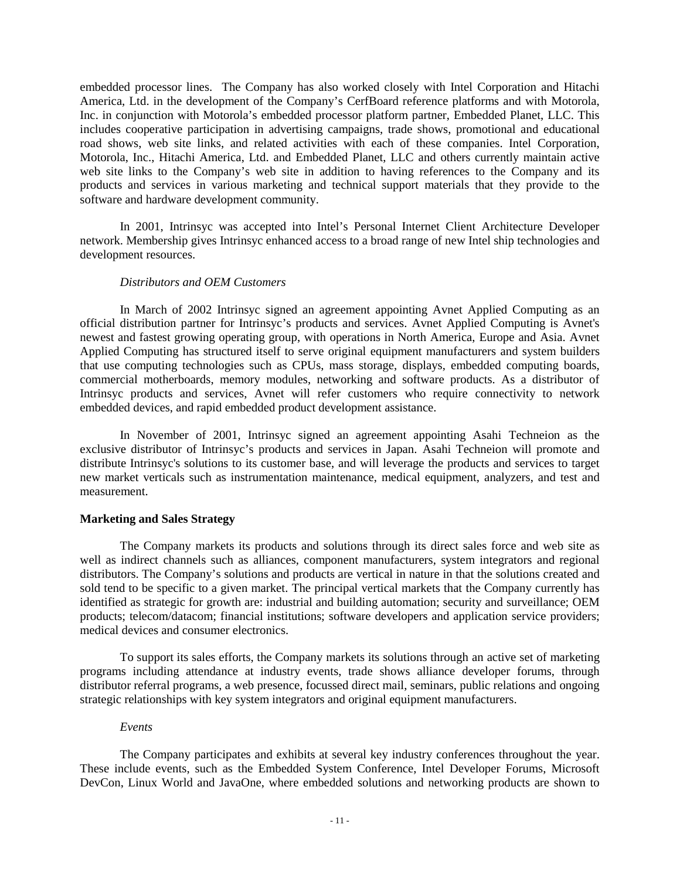embedded processor lines. The Company has also worked closely with Intel Corporation and Hitachi America, Ltd. in the development of the Company's CerfBoard reference platforms and with Motorola, Inc. in conjunction with Motorola's embedded processor platform partner, Embedded Planet, LLC. This includes cooperative participation in advertising campaigns, trade shows, promotional and educational road shows, web site links, and related activities with each of these companies. Intel Corporation, Motorola, Inc., Hitachi America, Ltd. and Embedded Planet, LLC and others currently maintain active web site links to the Company's web site in addition to having references to the Company and its products and services in various marketing and technical support materials that they provide to the software and hardware development community.

In 2001, Intrinsyc was accepted into Intel's Personal Internet Client Architecture Developer network. Membership gives Intrinsyc enhanced access to a broad range of new Intel ship technologies and development resources.

*Distributors and OEM Customers*

In March of 2002 Intrinsyc signed an agreement appointing Avnet Applied Computing as an official distribution partner for Intrinsyc's products and services. Avnet Applied Computing is Avnet's newest and fastest growing operating group, with operations in North America, Europe and Asia. Avnet Applied Computing has structured itself to serve original equipment manufacturers and system builders that use computing technologies such as CPUs, mass storage, displays, embedded computing boards, commercial motherboards, memory modules, networking and software products. As a distributor of Intrinsyc products and services, Avnet will refer customers who require connectivity to network embedded devices, and rapid embedded product development assistance.

In November of 2001, Intrinsyc signed an agreement appointing Asahi Techneion as the exclusive distributor of Intrinsyc's products and services in Japan. Asahi Techneion will promote and distribute Intrinsyc's solutions to its customer base, and will leverage the products and services to target new market verticals such as instrumentation maintenance, medical equipment, analyzers, and test and measurement.

**Marketing and Sales Strategy**

The Company markets its products and solutions through its direct sales force and web site as well as indirect channels such as alliances, component manufacturers, system integrators and regional distributors. The Company's solutions and products are vertical in nature in that the solutions created and sold tend to be specific to a given market. The principal vertical markets that the Company currently has identified as strategic for growth are: industrial and building automation; security and surveillance; OEM products; telecom/datacom; financial institutions; software developers and application service providers; medical devices and consumer electronics.

To support its sales efforts, the Company markets its solutions through an active set of marketing programs including attendance at industry events, trade shows alliance developer forums, through distributor referral programs, a web presence, focussed direct mail, seminars, public relations and ongoing strategic relationships with key system integrators and original equipment manufacturers.

*Events*

The Company participates and exhibits at several key industry conferences throughout the year. These include events, such as the Embedded System Conference, Intel Developer Forums, Microsoft DevCon, Linux World and JavaOne, where embedded solutions and networking products are shown to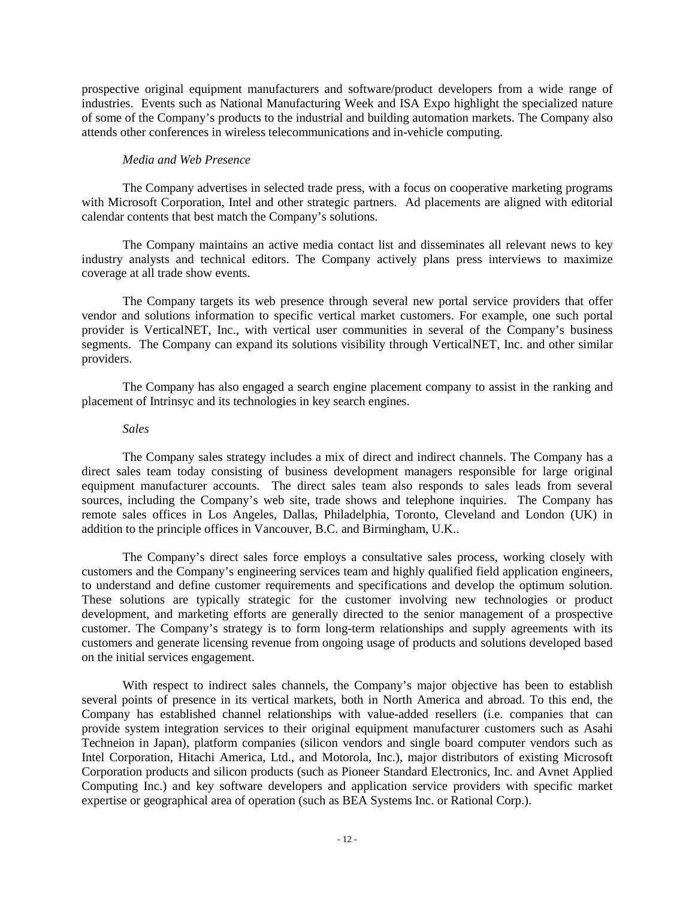prospective original equipment manufacturers and software/product developers from a wide range of industries. Events such as National Manufacturing Week and ISA Expo highlight the specialized nature of some of the Company's products to the industrial and building automation markets. The Company also attends other conferences in wireless telecommunications and in-vehicle computing.

*Media and Web Presence*

The Company advertises in selected trade press, with a focus on cooperative marketing programs with Microsoft Corporation, Intel and other strategic partners. Ad placements are aligned with editorial calendar contents that best match the Company's solutions.

The Company maintains an active media contact list and disseminates all relevant news to key industry analysts and technical editors. The Company actively plans press interviews to maximize coverage at all trade show events.

The Company targets its web presence through several new portal service providers that offer vendor and solutions information to specific vertical market customers. For example, one such portal provider is VerticalNET, Inc., with vertical user communities in several of the Company's business segments. The Company can expand its solutions visibility through VerticalNET, Inc. and other similar providers.

The Company has also engaged a search engine placement company to assist in the ranking and placement of Intrinsyc and its technologies in key search engines.

*Sales*

The Company sales strategy includes a mix of direct and indirect channels. The Company has a direct sales team today consisting of business development managers responsible for large original equipment manufacturer accounts. The direct sales team also responds to sales leads from several sources, including the Company's web site, trade shows and telephone inquiries. The Company has remote sales offices in Los Angeles, Dallas, Philadelphia, Toronto, Cleveland and London (UK) in addition to the principle offices in Vancouver, B.C. and Birmingham, U.K..

The Company's direct sales force employs a consultative sales process, working closely with customers and the Company's engineering services team and highly qualified field application engineers, to understand and define customer requirements and specifications and develop the optimum solution. These solutions are typically strategic for the customer involving new technologies or product development, and marketing efforts are generally directed to the senior management of a prospective customer. The Company's strategy is to form long-term relationships and supply agreements with its customers and generate licensing revenue from ongoing usage of products and solutions developed based on the initial services engagement.

With respect to indirect sales channels, the Company's major objective has been to establish several points of presence in its vertical markets, both in North America and abroad. To this end, the Company has established channel relationships with value-added resellers (i.e. companies that can provide system integration services to their original equipment manufacturer customers such as Asahi Techneion in Japan), platform companies (silicon vendors and single board computer vendors such as Intel Corporation, Hitachi America, Ltd., and Motorola, Inc.), major distributors of existing Microsoft Corporation products and silicon products (such as Pioneer Standard Electronics, Inc. and Avnet Applied Computing Inc.) and key software developers and application service providers with specific market expertise or geographical area of operation (such as BEA Systems Inc. or Rational Corp.).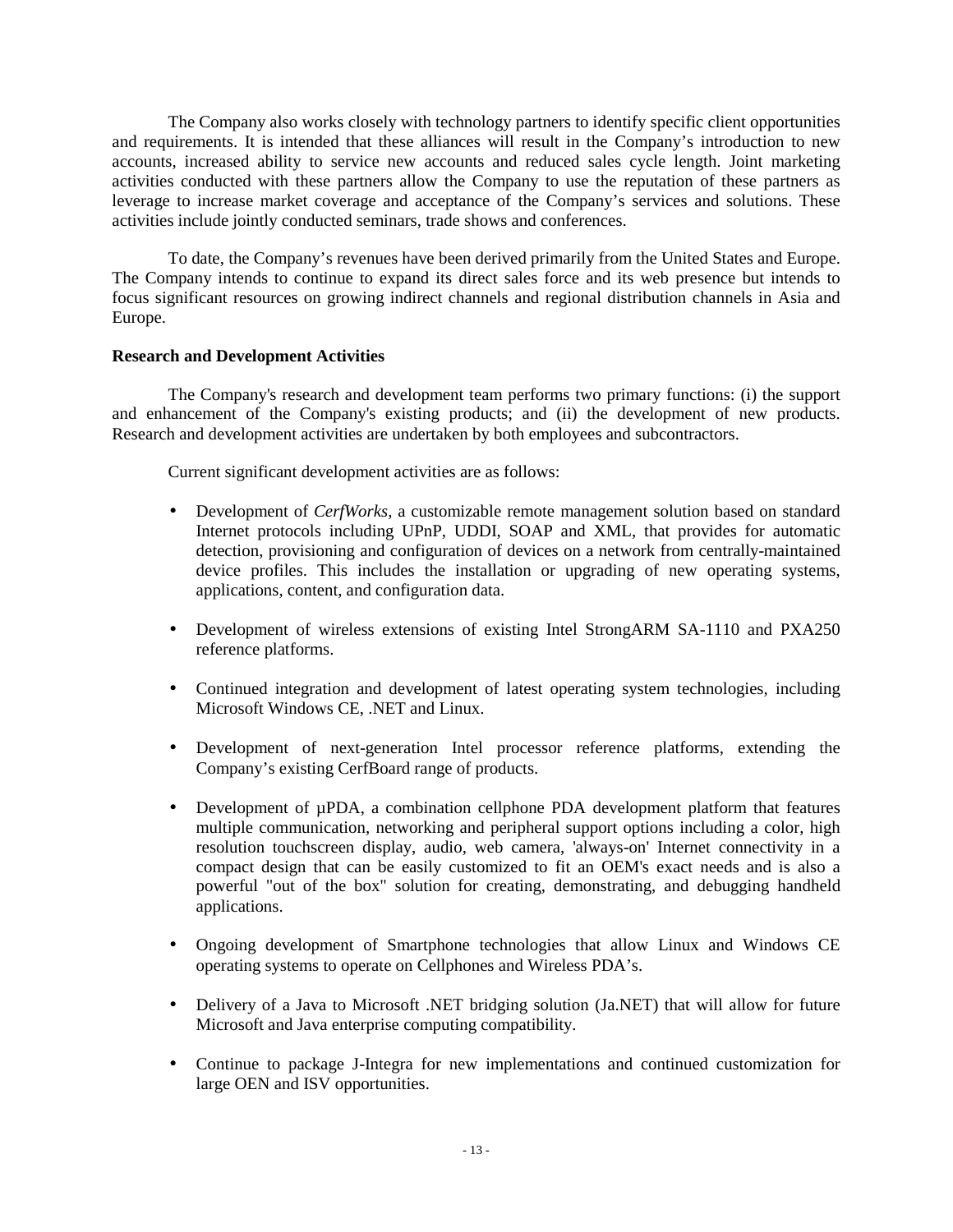The Company also works closely with technology partners to identify specific client opportunities and requirements. It is intended that these alliances will result in the Company's introduction to new accounts, increased ability to service new accounts and reduced sales cycle length. Joint marketing activities conducted with these partners allow the Company to use the reputation of these partners as leverage to increase market coverage and acceptance of the Company's services and solutions. These activities include jointly conducted seminars, trade shows and conferences.

To date, the Company's revenues have been derived primarily from the United States and Europe. The Company intends to continue to expand its direct sales force and its web presence but intends to focus significant resources on growing indirect channels and regional distribution channels in Asia and Europe.

**Research and Development Activities**

The Company's research and development team performs two primary functions: (i) the support and enhancement of the Company's existing products; and (ii) the development of new products. Research and development activities are undertaken by both employees and subcontractors.

Current significant development activities are as follows:

- Development of *CerfWorks*, a customizable remote management solution based on standard Internet protocols including UPnP, UDDI, SOAP and XML, that provides for automatic detection, provisioning and configuration of devices on a network from centrally-maintained device profiles. This includes the installation or upgrading of new operating systems, applications, content, and configuration data.
- Development of wireless extensions of existing Intel StrongARM SA-1110 and PXA250 reference platforms.
- Continued integration and development of latest operating system technologies, including Microsoft Windows CE, .NET and Linux.
- Development of next-generation Intel processor reference platforms, extending the Company's existing CerfBoard range of products.
- Development of µPDA, a combination cellphone PDA development platform that features multiple communication, networking and peripheral support options including a color, high resolution touchscreen display, audio, web camera, 'always-on' Internet connectivity in a compact design that can be easily customized to fit an OEM's exact needs and is also a powerful "out of the box" solution for creating, demonstrating, and debugging handheld applications.
- Ongoing development of Smartphone technologies that allow Linux and Windows CE operating systems to operate on Cellphones and Wireless PDA's.
- Delivery of a Java to Microsoft .NET bridging solution (Ja.NET) that will allow for future Microsoft and Java enterprise computing compatibility.
- Continue to package J-Integra for new implementations and continued customization for large OEN and ISV opportunities.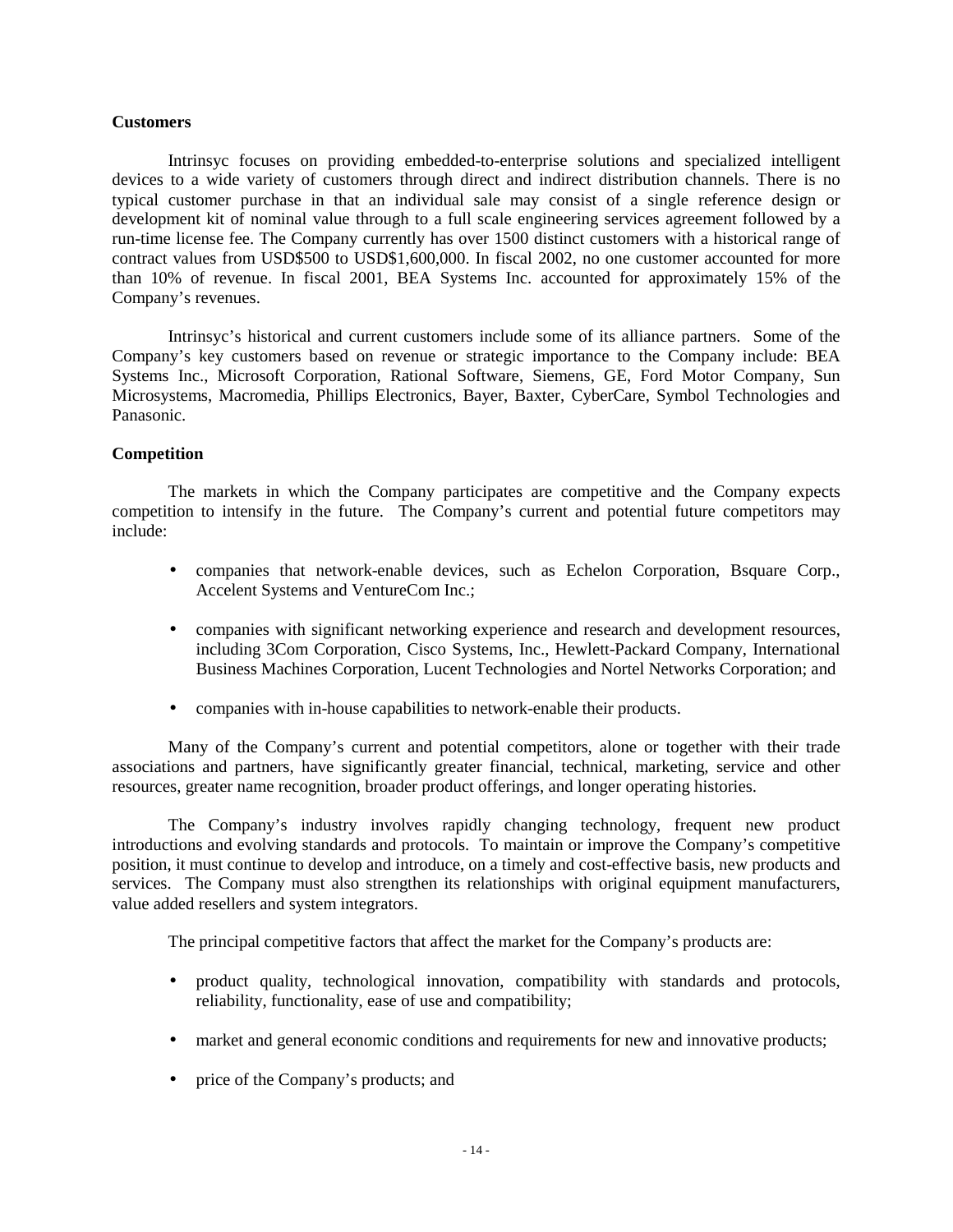**Customers**

Intrinsyc focuses on providing embedded-to-enterprise solutions and specialized intelligent devices to a wide variety of customers through direct and indirect distribution channels. There is no typical customer purchase in that an individual sale may consist of a single reference design or development kit of nominal value through to a full scale engineering services agreement followed by a run-time license fee. The Company currently has over 1500 distinct customers with a historical range of contract values from USD$500 to USD$1,600,000. In fiscal 2002, no one customer accounted for more than 10% of revenue. In fiscal 2001, BEA Systems Inc. accounted for approximately 15% of the Company's revenues.

Intrinsyc's historical and current customers include some of its alliance partners. Some of the Company's key customers based on revenue or strategic importance to the Company include: BEA Systems Inc., Microsoft Corporation, Rational Software, Siemens, GE, Ford Motor Company, Sun Microsystems, Macromedia, Phillips Electronics, Bayer, Baxter, CyberCare, Symbol Technologies and Panasonic.

**Competition**

The markets in which the Company participates are competitive and the Company expects competition to intensify in the future. The Company's current and potential future competitors may include:

- companies that network-enable devices, such as Echelon Corporation, Bsquare Corp., Accelent Systems and VentureCom Inc.;
- companies with significant networking experience and research and development resources, including 3Com Corporation, Cisco Systems, Inc., Hewlett-Packard Company, International Business Machines Corporation, Lucent Technologies and Nortel Networks Corporation; and
- companies with in-house capabilities to network-enable their products.

Many of the Company's current and potential competitors, alone or together with their trade associations and partners, have significantly greater financial, technical, marketing, service and other resources, greater name recognition, broader product offerings, and longer operating histories.

The Company's industry involves rapidly changing technology, frequent new product introductions and evolving standards and protocols. To maintain or improve the Company's competitive position, it must continue to develop and introduce, on a timely and cost-effective basis, new products and services. The Company must also strengthen its relationships with original equipment manufacturers, value added resellers and system integrators.

The principal competitive factors that affect the market for the Company's products are:

- product quality, technological innovation, compatibility with standards and protocols, reliability, functionality, ease of use and compatibility;
- market and general economic conditions and requirements for new and innovative products;
- price of the Company's products; and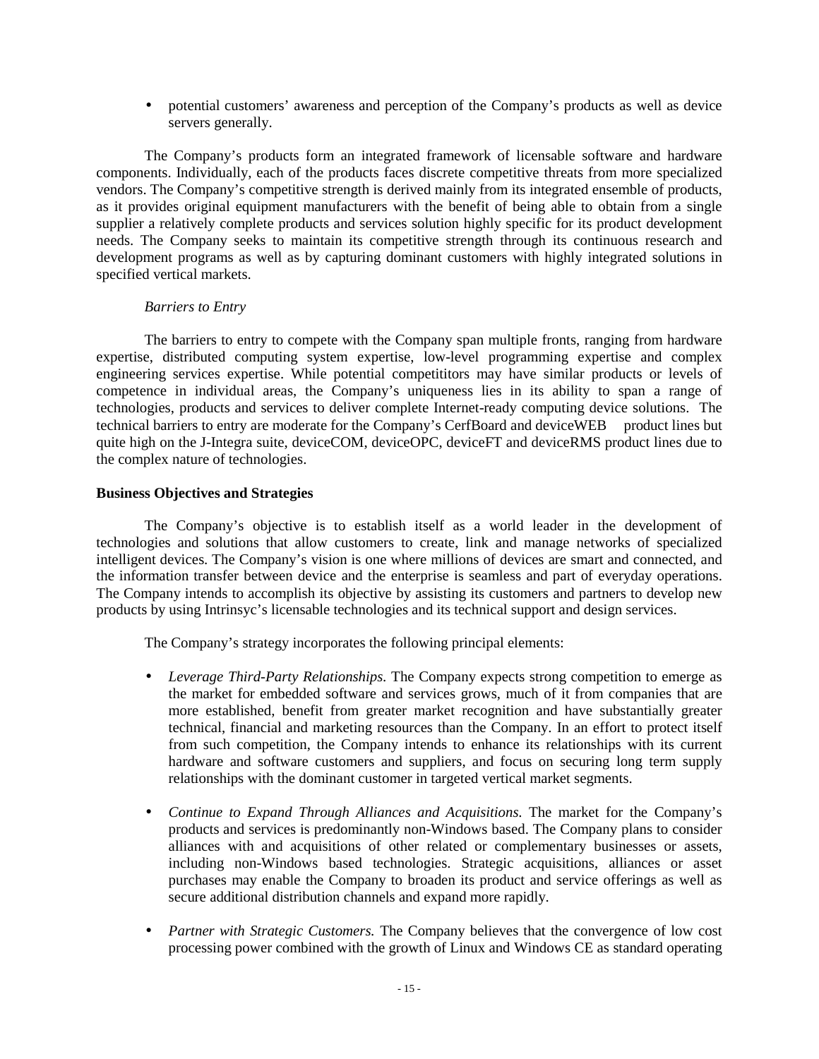- potential customers' awareness and perception of the Company's products as well as device servers generally.

The Company's products form an integrated framework of licensable software and hardware components. Individually, each of the products faces discrete competitive threats from more specialized vendors. The Company's competitive strength is derived mainly from its integrated ensemble of products, as it provides original equipment manufacturers with the benefit of being able to obtain from a single supplier a relatively complete products and services solution highly specific for its product development needs. The Company seeks to maintain its competitive strength through its continuous research and development programs as well as by capturing dominant customers with highly integrated solutions in specified vertical markets.

*Barriers to Entry*

The barriers to entry to compete with the Company span multiple fronts, ranging from hardware expertise, distributed computing system expertise, low-level programming expertise and complex engineering services expertise. While potential competititors may have similar products or levels of competence in individual areas, the Company's uniqueness lies in its ability to span a range of technologies, products and services to deliver complete Internet-ready computing device solutions. The technical barriers to entry are moderate for the Company's CerfBoard and deviceWEB product lines but quite high on the J-Integra suite, deviceCOM, deviceOPC, deviceFT and deviceRMS product lines due to the complex nature of technologies.

**Business Objectives and Strategies**

The Company's objective is to establish itself as a world leader in the development of technologies and solutions that allow customers to create, link and manage networks of specialized intelligent devices. The Company's vision is one where millions of devices are smart and connected, and the information transfer between device and the enterprise is seamless and part of everyday operations. The Company intends to accomplish its objective by assisting its customers and partners to develop new products by using Intrinsyc's licensable technologies and its technical support and design services.

The Company's strategy incorporates the following principal elements:

- *Leverage Third-Party Relationships.* The Company expects strong competition to emerge as the market for embedded software and services grows, much of it from companies that are more established, benefit from greater market recognition and have substantially greater technical, financial and marketing resources than the Company. In an effort to protect itself from such competition, the Company intends to enhance its relationships with its current hardware and software customers and suppliers, and focus on securing long term supply relationships with the dominant customer in targeted vertical market segments.
- *Continue to Expand Through Alliances and Acquisitions.* The market for the Company's products and services is predominantly non-Windows based. The Company plans to consider alliances with and acquisitions of other related or complementary businesses or assets, including non-Windows based technologies. Strategic acquisitions, alliances or asset purchases may enable the Company to broaden its product and service offerings as well as secure additional distribution channels and expand more rapidly.
- *Partner with Strategic Customers.* The Company believes that the convergence of low cost processing power combined with the growth of Linux and Windows CE as standard operating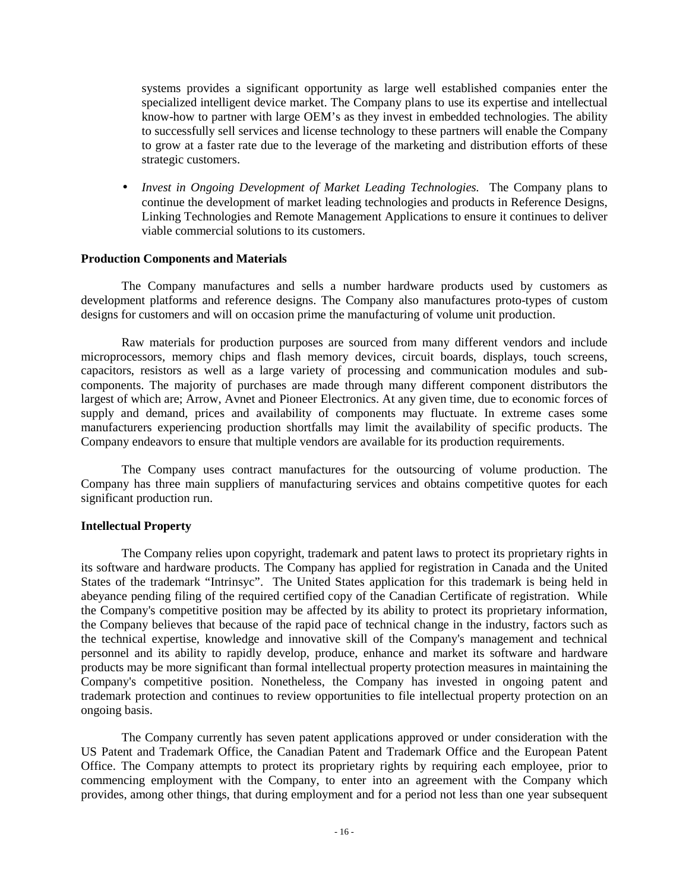systems provides a significant opportunity as large well established companies enter the specialized intelligent device market. The Company plans to use its expertise and intellectual know-how to partner with large OEM's as they invest in embedded technologies. The ability to successfully sell services and license technology to these partners will enable the Company to grow at a faster rate due to the leverage of the marketing and distribution efforts of these strategic customers.

- *Invest in Ongoing Development of Market Leading Technologies.* The Company plans to continue the development of market leading technologies and products in Reference Designs, Linking Technologies and Remote Management Applications to ensure it continues to deliver viable commercial solutions to its customers.

**Production Components and Materials**

The Company manufactures and sells a number hardware products used by customers as development platforms and reference designs. The Company also manufactures proto-types of custom designs for customers and will on occasion prime the manufacturing of volume unit production.

Raw materials for production purposes are sourced from many different vendors and include microprocessors, memory chips and flash memory devices, circuit boards, displays, touch screens, capacitors, resistors as well as a large variety of processing and communication modules and sub-components. The majority of purchases are made through many different component distributors the largest of which are; Arrow, Avnet and Pioneer Electronics. At any given time, due to economic forces of supply and demand, prices and availability of components may fluctuate. In extreme cases some manufacturers experiencing production shortfalls may limit the availability of specific products. The Company endeavors to ensure that multiple vendors are available for its production requirements.

The Company uses contract manufactures for the outsourcing of volume production. The Company has three main suppliers of manufacturing services and obtains competitive quotes for each significant production run.

**Intellectual Property**

The Company relies upon copyright, trademark and patent laws to protect its proprietary rights in its software and hardware products. The Company has applied for registration in Canada and the United States of the trademark "Intrinsyc". The United States application for this trademark is being held in abeyance pending filing of the required certified copy of the Canadian Certificate of registration. While the Company's competitive position may be affected by its ability to protect its proprietary information, the Company believes that because of the rapid pace of technical change in the industry, factors such as the technical expertise, knowledge and innovative skill of the Company's management and technical personnel and its ability to rapidly develop, produce, enhance and market its software and hardware products may be more significant than formal intellectual property protection measures in maintaining the Company's competitive position. Nonetheless, the Company has invested in ongoing patent and trademark protection and continues to review opportunities to file intellectual property protection on an ongoing basis.

The Company currently has seven patent applications approved or under consideration with the US Patent and Trademark Office, the Canadian Patent and Trademark Office and the European Patent Office. The Company attempts to protect its proprietary rights by requiring each employee, prior to commencing employment with the Company, to enter into an agreement with the Company which provides, among other things, that during employment and for a period not less than one year subsequent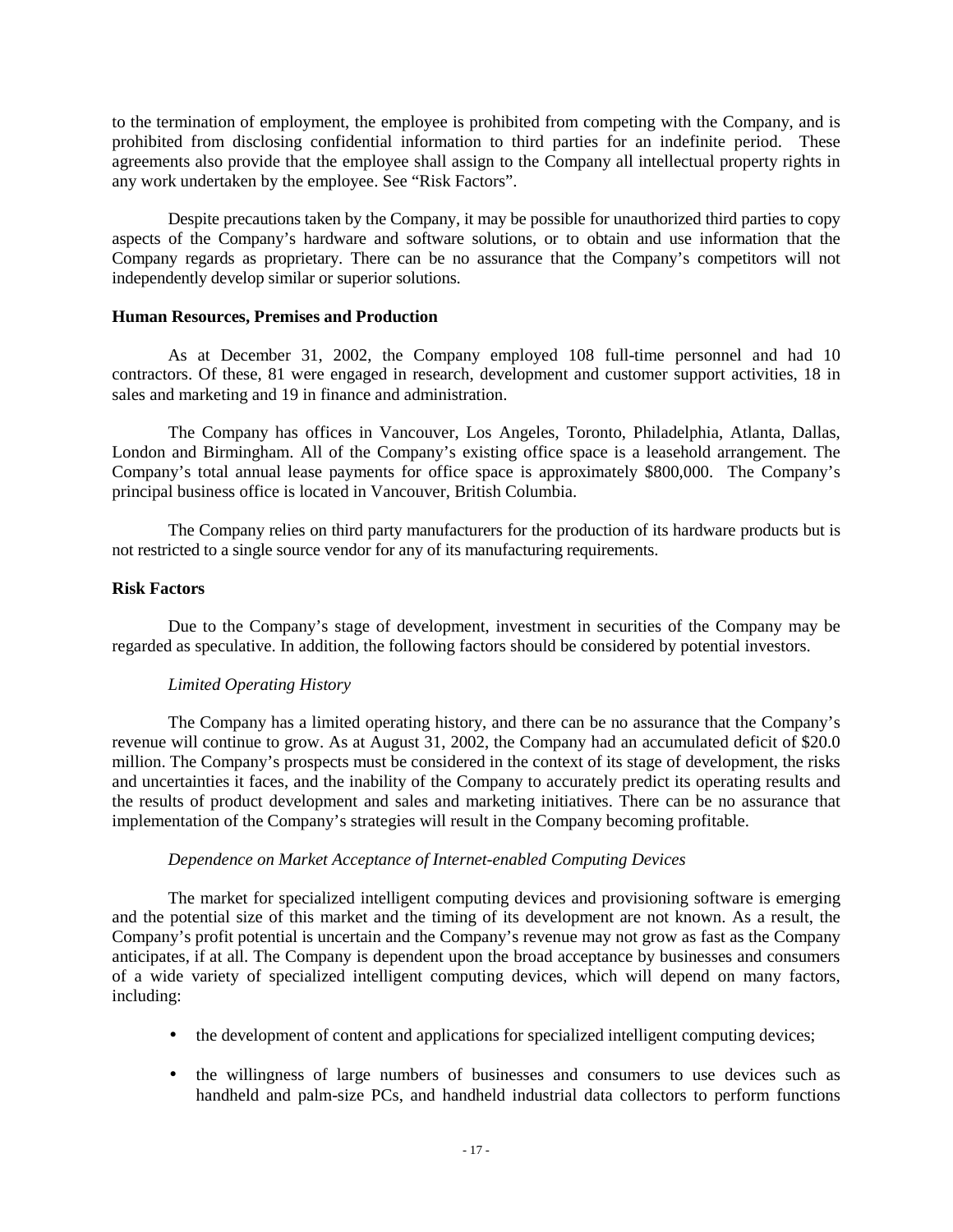to the termination of employment, the employee is prohibited from competing with the Company, and is prohibited from disclosing confidential information to third parties for an indefinite period. These agreements also provide that the employee shall assign to the Company all intellectual property rights in any work undertaken by the employee. See "Risk Factors".

Despite precautions taken by the Company, it may be possible for unauthorized third parties to copy aspects of the Company's hardware and software solutions, or to obtain and use information that the Company regards as proprietary. There can be no assurance that the Company's competitors will not independently develop similar or superior solutions.

**Human Resources, Premises and Production**

As at December 31, 2002, the Company employed 108 full-time personnel and had 10 contractors. Of these, 81 were engaged in research, development and customer support activities, 18 in sales and marketing and 19 in finance and administration.

The Company has offices in Vancouver, Los Angeles, Toronto, Philadelphia, Atlanta, Dallas, London and Birmingham. All of the Company's existing office space is a leasehold arrangement. The Company's total annual lease payments for office space is approximately $800,000. The Company's principal business office is located in Vancouver, British Columbia.

The Company relies on third party manufacturers for the production of its hardware products but is not restricted to a single source vendor for any of its manufacturing requirements.

**Risk Factors**

Due to the Company's stage of development, investment in securities of the Company may be regarded as speculative. In addition, the following factors should be considered by potential investors.

*Limited Operating History*

The Company has a limited operating history, and there can be no assurance that the Company's revenue will continue to grow. As at August 31, 2002, the Company had an accumulated deficit of $20.0 million. The Company's prospects must be considered in the context of its stage of development, the risks and uncertainties it faces, and the inability of the Company to accurately predict its operating results and the results of product development and sales and marketing initiatives. There can be no assurance that implementation of the Company's strategies will result in the Company becoming profitable.

*Dependence on Market Acceptance of Internet-enabled Computing Devices*

The market for specialized intelligent computing devices and provisioning software is emerging and the potential size of this market and the timing of its development are not known. As a result, the Company's profit potential is uncertain and the Company's revenue may not grow as fast as the Company anticipates, if at all. The Company is dependent upon the broad acceptance by businesses and consumers of a wide variety of specialized intelligent computing devices, which will depend on many factors, including:

- the development of content and applications for specialized intelligent computing devices;
- the willingness of large numbers of businesses and consumers to use devices such as handheld and palm-size PCs, and handheld industrial data collectors to perform functions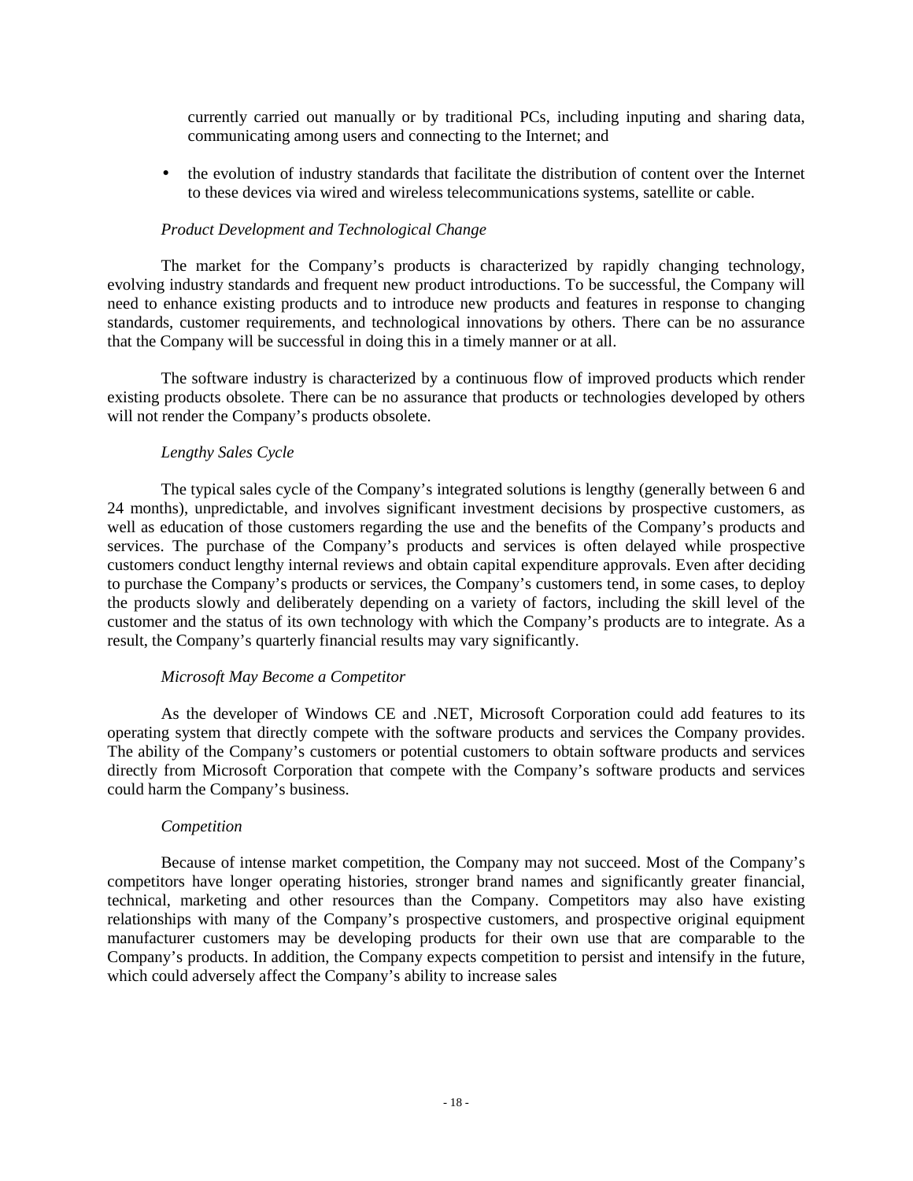currently carried out manually or by traditional PCs, including inputing and sharing data, communicating among users and connecting to the Internet; and

- the evolution of industry standards that facilitate the distribution of content over the Internet to these devices via wired and wireless telecommunications systems, satellite or cable.

*Product Development and Technological Change*

The market for the Company's products is characterized by rapidly changing technology, evolving industry standards and frequent new product introductions. To be successful, the Company will need to enhance existing products and to introduce new products and features in response to changing standards, customer requirements, and technological innovations by others. There can be no assurance that the Company will be successful in doing this in a timely manner or at all.

The software industry is characterized by a continuous flow of improved products which render existing products obsolete. There can be no assurance that products or technologies developed by others will not render the Company's products obsolete.

*Lengthy Sales Cycle*

The typical sales cycle of the Company's integrated solutions is lengthy (generally between 6 and 24 months), unpredictable, and involves significant investment decisions by prospective customers, as well as education of those customers regarding the use and the benefits of the Company's products and services. The purchase of the Company's products and services is often delayed while prospective customers conduct lengthy internal reviews and obtain capital expenditure approvals. Even after deciding to purchase the Company's products or services, the Company's customers tend, in some cases, to deploy the products slowly and deliberately depending on a variety of factors, including the skill level of the customer and the status of its own technology with which the Company's products are to integrate. As a result, the Company's quarterly financial results may vary significantly.

*Microsoft May Become a Competitor*

As the developer of Windows CE and .NET, Microsoft Corporation could add features to its operating system that directly compete with the software products and services the Company provides. The ability of the Company's customers or potential customers to obtain software products and services directly from Microsoft Corporation that compete with the Company's software products and services could harm the Company's business.

*Competition*

Because of intense market competition, the Company may not succeed. Most of the Company's competitors have longer operating histories, stronger brand names and significantly greater financial, technical, marketing and other resources than the Company. Competitors may also have existing relationships with many of the Company's prospective customers, and prospective original equipment manufacturer customers may be developing products for their own use that are comparable to the Company's products. In addition, the Company expects competition to persist and intensify in the future, which could adversely affect the Company's ability to increase sales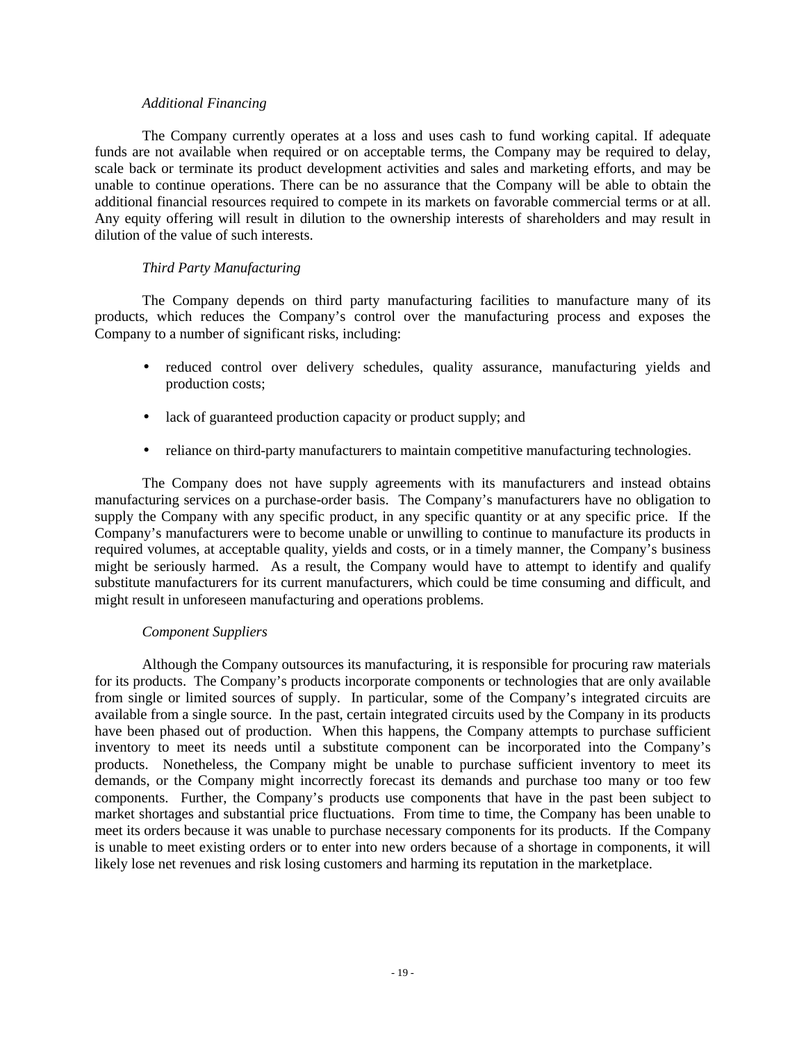*Additional Financing*

The Company currently operates at a loss and uses cash to fund working capital. If adequate funds are not available when required or on acceptable terms, the Company may be required to delay, scale back or terminate its product development activities and sales and marketing efforts, and may be unable to continue operations. There can be no assurance that the Company will be able to obtain the additional financial resources required to compete in its markets on favorable commercial terms or at all. Any equity offering will result in dilution to the ownership interests of shareholders and may result in dilution of the value of such interests.

*Third Party Manufacturing*

The Company depends on third party manufacturing facilities to manufacture many of its products, which reduces the Company's control over the manufacturing process and exposes the Company to a number of significant risks, including:

- reduced control over delivery schedules, quality assurance, manufacturing yields and production costs;
- lack of guaranteed production capacity or product supply; and
- reliance on third-party manufacturers to maintain competitive manufacturing technologies.

The Company does not have supply agreements with its manufacturers and instead obtains manufacturing services on a purchase-order basis. The Company's manufacturers have no obligation to supply the Company with any specific product, in any specific quantity or at any specific price. If the Company's manufacturers were to become unable or unwilling to continue to manufacture its products in required volumes, at acceptable quality, yields and costs, or in a timely manner, the Company's business might be seriously harmed. As a result, the Company would have to attempt to identify and qualify substitute manufacturers for its current manufacturers, which could be time consuming and difficult, and might result in unforeseen manufacturing and operations problems.

*Component Suppliers*

Although the Company outsources its manufacturing, it is responsible for procuring raw materials for its products. The Company's products incorporate components or technologies that are only available from single or limited sources of supply. In particular, some of the Company's integrated circuits are available from a single source. In the past, certain integrated circuits used by the Company in its products have been phased out of production. When this happens, the Company attempts to purchase sufficient inventory to meet its needs until a substitute component can be incorporated into the Company's products. Nonetheless, the Company might be unable to purchase sufficient inventory to meet its demands, or the Company might incorrectly forecast its demands and purchase too many or too few components. Further, the Company's products use components that have in the past been subject to market shortages and substantial price fluctuations. From time to time, the Company has been unable to meet its orders because it was unable to purchase necessary components for its products. If the Company is unable to meet existing orders or to enter into new orders because of a shortage in components, it will likely lose net revenues and risk losing customers and harming its reputation in the marketplace.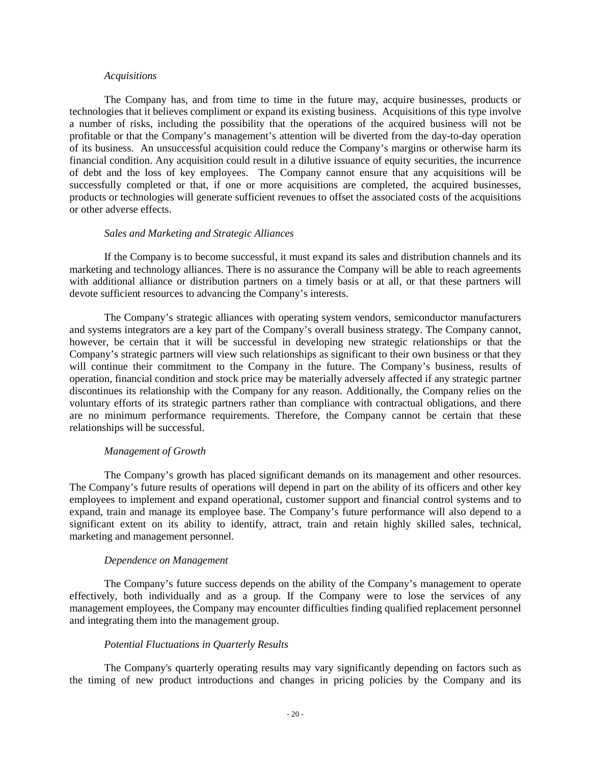*Acquisitions*

The Company has, and from time to time in the future may, acquire businesses, products or technologies that it believes compliment or expand its existing business. Acquisitions of this type involve a number of risks, including the possibility that the operations of the acquired business will not be profitable or that the Company's management's attention will be diverted from the day-to-day operation of its business. An unsuccessful acquisition could reduce the Company's margins or otherwise harm its financial condition. Any acquisition could result in a dilutive issuance of equity securities, the incurrence of debt and the loss of key employees. The Company cannot ensure that any acquisitions will be successfully completed or that, if one or more acquisitions are completed, the acquired businesses, products or technologies will generate sufficient revenues to offset the associated costs of the acquisitions or other adverse effects.

*Sales and Marketing and Strategic Alliances*

If the Company is to become successful, it must expand its sales and distribution channels and its marketing and technology alliances. There is no assurance the Company will be able to reach agreements with additional alliance or distribution partners on a timely basis or at all, or that these partners will devote sufficient resources to advancing the Company's interests.

The Company's strategic alliances with operating system vendors, semiconductor manufacturers and systems integrators are a key part of the Company's overall business strategy. The Company cannot, however, be certain that it will be successful in developing new strategic relationships or that the Company's strategic partners will view such relationships as significant to their own business or that they will continue their commitment to the Company in the future. The Company's business, results of operation, financial condition and stock price may be materially adversely affected if any strategic partner discontinues its relationship with the Company for any reason. Additionally, the Company relies on the voluntary efforts of its strategic partners rather than compliance with contractual obligations, and there are no minimum performance requirements. Therefore, the Company cannot be certain that these relationships will be successful.

*Management of Growth*

The Company's growth has placed significant demands on its management and other resources. The Company's future results of operations will depend in part on the ability of its officers and other key employees to implement and expand operational, customer support and financial control systems and to expand, train and manage its employee base. The Company's future performance will also depend to a significant extent on its ability to identify, attract, train and retain highly skilled sales, technical, marketing and management personnel.

*Dependence on Management*

The Company's future success depends on the ability of the Company's management to operate effectively, both individually and as a group. If the Company were to lose the services of any management employees, the Company may encounter difficulties finding qualified replacement personnel and integrating them into the management group.

*Potential Fluctuations in Quarterly Results*

The Company's quarterly operating results may vary significantly depending on factors such as the timing of new product introductions and changes in pricing policies by the Company and its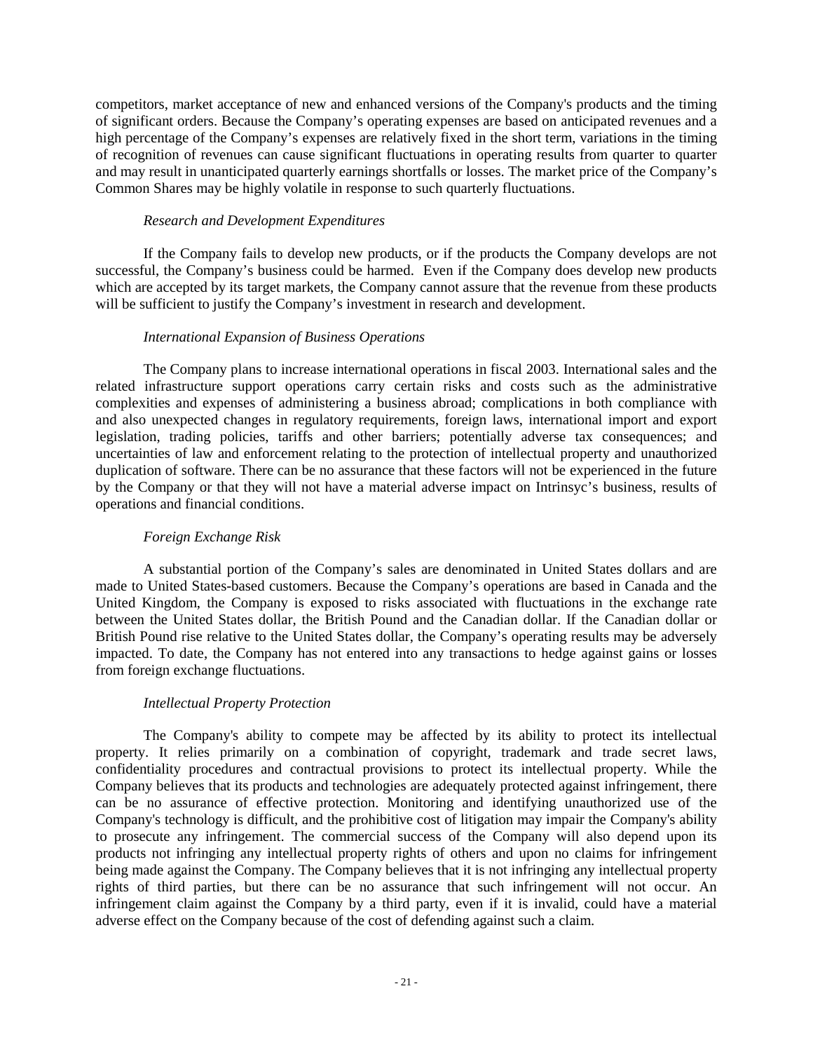competitors, market acceptance of new and enhanced versions of the Company's products and the timing of significant orders. Because the Company's operating expenses are based on anticipated revenues and a high percentage of the Company's expenses are relatively fixed in the short term, variations in the timing of recognition of revenues can cause significant fluctuations in operating results from quarter to quarter and may result in unanticipated quarterly earnings shortfalls or losses. The market price of the Company's Common Shares may be highly volatile in response to such quarterly fluctuations.

*Research and Development Expenditures*

If the Company fails to develop new products, or if the products the Company develops are not successful, the Company's business could be harmed. Even if the Company does develop new products which are accepted by its target markets, the Company cannot assure that the revenue from these products will be sufficient to justify the Company's investment in research and development.

*International Expansion of Business Operations*

The Company plans to increase international operations in fiscal 2003. International sales and the related infrastructure support operations carry certain risks and costs such as the administrative complexities and expenses of administering a business abroad; complications in both compliance with and also unexpected changes in regulatory requirements, foreign laws, international import and export legislation, trading policies, tariffs and other barriers; potentially adverse tax consequences; and uncertainties of law and enforcement relating to the protection of intellectual property and unauthorized duplication of software. There can be no assurance that these factors will not be experienced in the future by the Company or that they will not have a material adverse impact on Intrinsyc's business, results of operations and financial conditions.

*Foreign Exchange Risk*

A substantial portion of the Company's sales are denominated in United States dollars and are made to United States-based customers. Because the Company's operations are based in Canada and the United Kingdom, the Company is exposed to risks associated with fluctuations in the exchange rate between the United States dollar, the British Pound and the Canadian dollar. If the Canadian dollar or British Pound rise relative to the United States dollar, the Company's operating results may be adversely impacted. To date, the Company has not entered into any transactions to hedge against gains or losses from foreign exchange fluctuations.

*Intellectual Property Protection*

The Company's ability to compete may be affected by its ability to protect its intellectual property. It relies primarily on a combination of copyright, trademark and trade secret laws, confidentiality procedures and contractual provisions to protect its intellectual property. While the Company believes that its products and technologies are adequately protected against infringement, there can be no assurance of effective protection. Monitoring and identifying unauthorized use of the Company's technology is difficult, and the prohibitive cost of litigation may impair the Company's ability to prosecute any infringement. The commercial success of the Company will also depend upon its products not infringing any intellectual property rights of others and upon no claims for infringement being made against the Company. The Company believes that it is not infringing any intellectual property rights of third parties, but there can be no assurance that such infringement will not occur. An infringement claim against the Company by a third party, even if it is invalid, could have a material adverse effect on the Company because of the cost of defending against such a claim.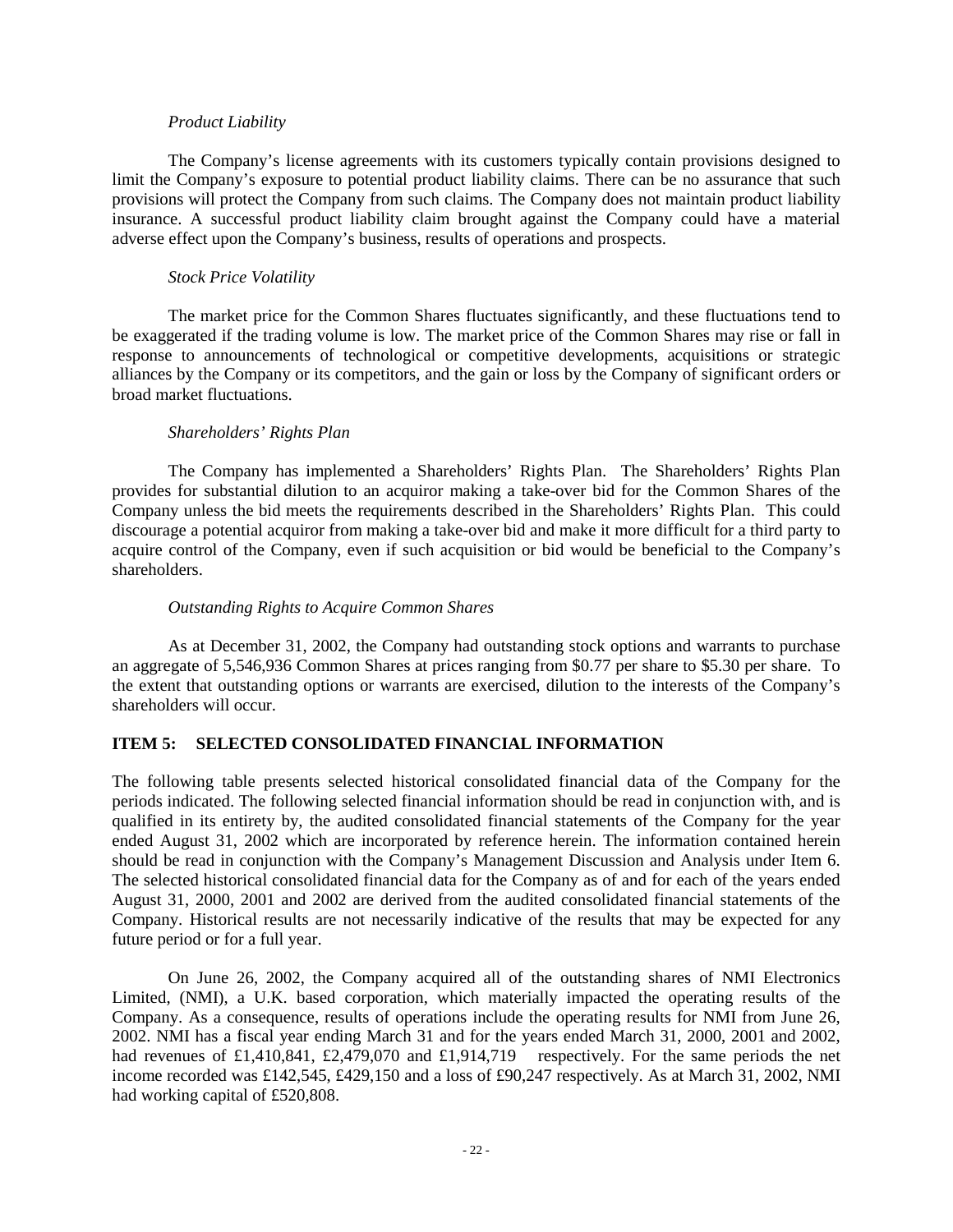*Product Liability*

The Company's license agreements with its customers typically contain provisions designed to limit the Company's exposure to potential product liability claims. There can be no assurance that such provisions will protect the Company from such claims. The Company does not maintain product liability insurance. A successful product liability claim brought against the Company could have a material adverse effect upon the Company's business, results of operations and prospects.

*Stock Price Volatility*

The market price for the Common Shares fluctuates significantly, and these fluctuations tend to be exaggerated if the trading volume is low. The market price of the Common Shares may rise or fall in response to announcements of technological or competitive developments, acquisitions or strategic alliances by the Company or its competitors, and the gain or loss by the Company of significant orders or broad market fluctuations.

*Shareholders' Rights Plan*

The Company has implemented a Shareholders' Rights Plan. The Shareholders' Rights Plan provides for substantial dilution to an acquiror making a take-over bid for the Common Shares of the Company unless the bid meets the requirements described in the Shareholders' Rights Plan. This could discourage a potential acquiror from making a take-over bid and make it more difficult for a third party to acquire control of the Company, even if such acquisition or bid would be beneficial to the Company's shareholders.

*Outstanding Rights to Acquire Common Shares*

As at December 31, 2002, the Company had outstanding stock options and warrants to purchase an aggregate of 5,546,936 Common Shares at prices ranging from $0.77 per share to $5.30 per share. To the extent that outstanding options or warrants are exercised, dilution to the interests of the Company's shareholders will occur.

## ITEM 5: SELECTED CONSOLIDATED FINANCIAL INFORMATION

The following table presents selected historical consolidated financial data of the Company for the periods indicated. The following selected financial information should be read in conjunction with, and is qualified in its entirety by, the audited consolidated financial statements of the Company for the year ended August 31, 2002 which are incorporated by reference herein. The information contained herein should be read in conjunction with the Company's Management Discussion and Analysis under Item 6. The selected historical consolidated financial data for the Company as of and for each of the years ended August 31, 2000, 2001 and 2002 are derived from the audited consolidated financial statements of the Company. Historical results are not necessarily indicative of the results that may be expected for any future period or for a full year.

On June 26, 2002, the Company acquired all of the outstanding shares of NMI Electronics Limited, (NMI), a U.K. based corporation, which materially impacted the operating results of the Company. As a consequence, results of operations include the operating results for NMI from June 26, 2002. NMI has a fiscal year ending March 31 and for the years ended March 31, 2000, 2001 and 2002, had revenues of £1,410,841, £2,479,070 and £1,914,719 respectively. For the same periods the net income recorded was £142,545, £429,150 and a loss of £90,247 respectively. As at March 31, 2002, NMI had working capital of £520,808.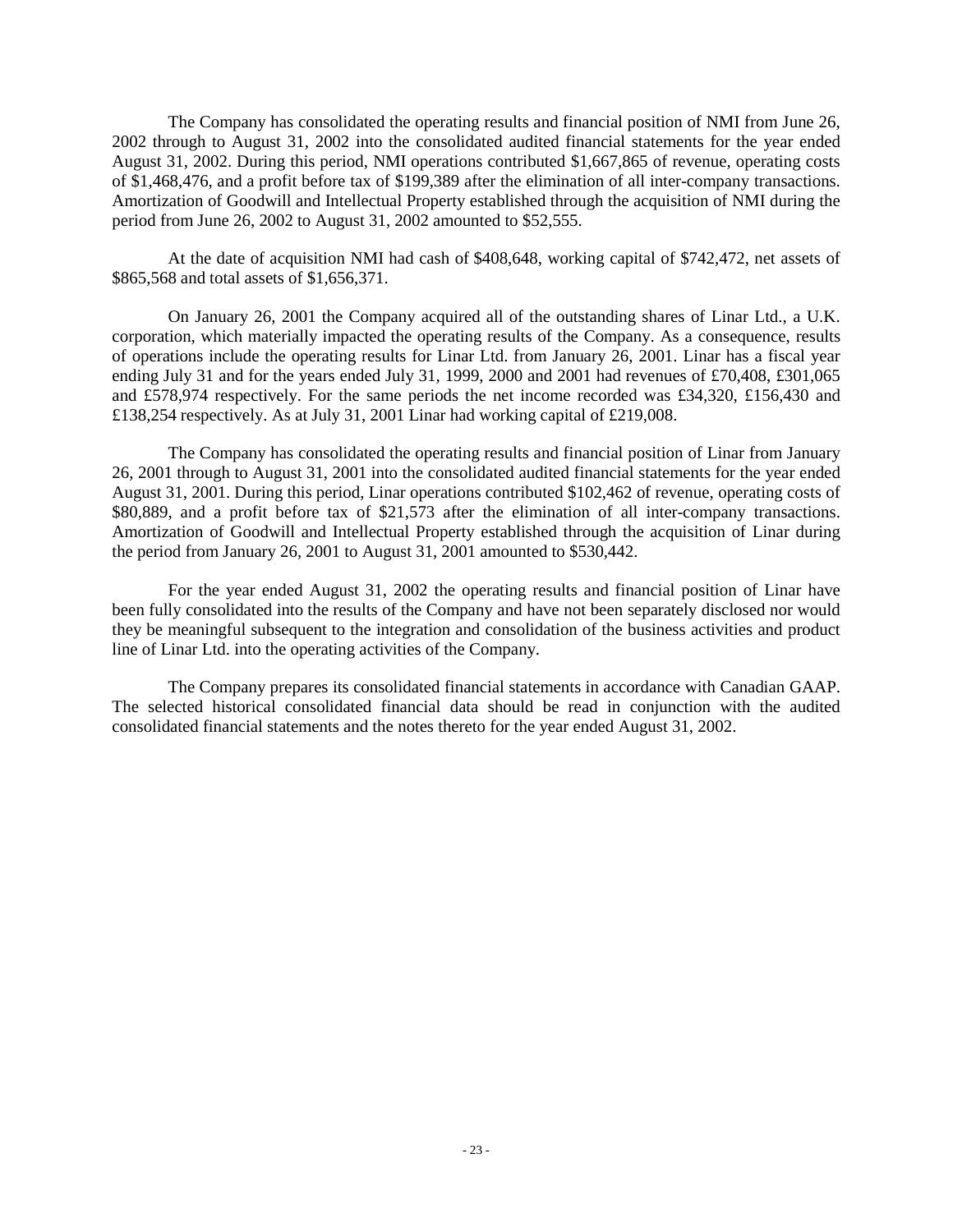The Company has consolidated the operating results and financial position of NMI from June 26, 2002 through to August 31, 2002 into the consolidated audited financial statements for the year ended August 31, 2002. During this period, NMI operations contributed \$1,667,865 of revenue, operating costs of \$1,468,476, and a profit before tax of \$199,389 after the elimination of all inter-company transactions. Amortization of Goodwill and Intellectual Property established through the acquisition of NMI during the period from June 26, 2002 to August 31, 2002 amounted to \$52,555.

At the date of acquisition NMI had cash of \$408,648, working capital of \$742,472, net assets of \$865,568 and total assets of \$1,656,371.

On January 26, 2001 the Company acquired all of the outstanding shares of Linar Ltd., a U.K. corporation, which materially impacted the operating results of the Company. As a consequence, results of operations include the operating results for Linar Ltd. from January 26, 2001. Linar has a fiscal year ending July 31 and for the years ended July 31, 1999, 2000 and 2001 had revenues of £70,408, £301,065 and £578,974 respectively. For the same periods the net income recorded was £34,320, £156,430 and £138,254 respectively. As at July 31, 2001 Linar had working capital of £219,008.

The Company has consolidated the operating results and financial position of Linar from January 26, 2001 through to August 31, 2001 into the consolidated audited financial statements for the year ended August 31, 2001. During this period, Linar operations contributed \$102,462 of revenue, operating costs of \$80,889, and a profit before tax of \$21,573 after the elimination of all inter-company transactions. Amortization of Goodwill and Intellectual Property established through the acquisition of Linar during the period from January 26, 2001 to August 31, 2001 amounted to \$530,442.

For the year ended August 31, 2002 the operating results and financial position of Linar have been fully consolidated into the results of the Company and have not been separately disclosed nor would they be meaningful subsequent to the integration and consolidation of the business activities and product line of Linar Ltd. into the operating activities of the Company.

The Company prepares its consolidated financial statements in accordance with Canadian GAAP. The selected historical consolidated financial data should be read in conjunction with the audited consolidated financial statements and the notes thereto for the year ended August 31, 2002.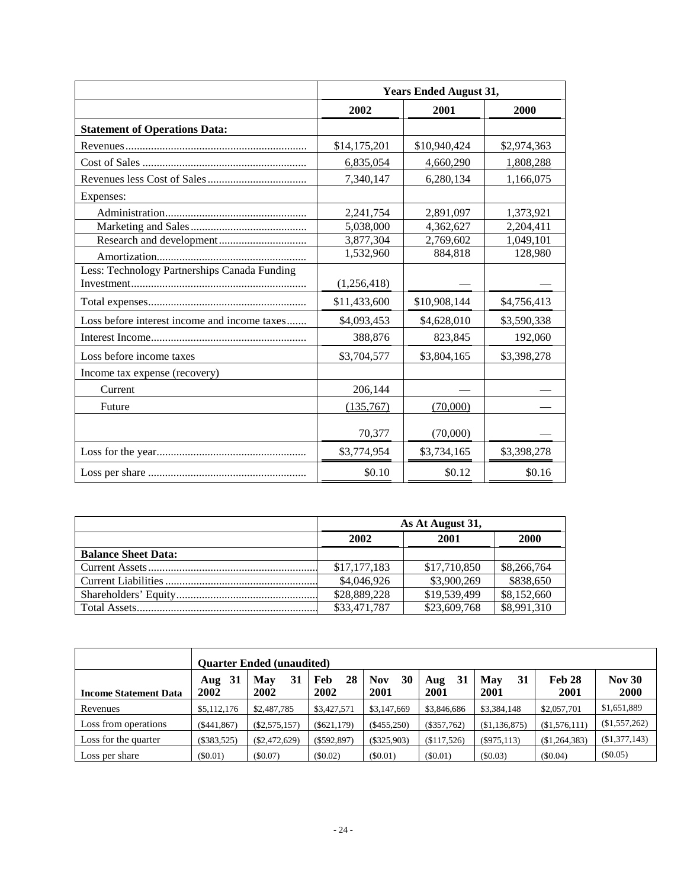| | Years Ended August 31, | | |
|---|---|---|---|
| | 2002 | 2001 | 2000 |
| **Statement of Operations Data:** | | | |
| Revenues | $14,175,201 | $10,940,424 | $2,974,363 |
| Cost of Sales | 6,835,054 | 4,660,290 | 1,808,288 |
| Revenues less Cost of Sales | 7,340,147 | 6,280,134 | 1,166,075 |
| Expenses: | | | |
| Administration | 2,241,754 | 2,891,097 | 1,373,921 |
| Marketing and Sales | 5,038,000 | 4,362,627 | 2,204,411 |
| Research and development | 3,877,304 | 2,769,602 | 1,049,101 |
| Amortization | 1,532,960 | 884,818 | 128,980 |
| Less: Technology Partnerships Canada Funding Investment | (1,256,418) | — | — |
| Total expenses | $11,433,600 | $10,908,144 | $4,756,413 |
| Loss before interest income and income taxes | $4,093,453 | $4,628,010 | $3,590,338 |
| Interest Income | 388,876 | 823,845 | 192,060 |
| Loss before income taxes | $3,704,577 | $3,804,165 | $3,398,278 |
| Income tax expense (recovery) | | | |
| Current | 206,144 | — | — |
| Future | (135,767) | (70,000) | — |
| | 70,377 | (70,000) | — |
| Loss for the year | $3,774,954 | $3,734,165 | $3,398,278 |
| Loss per share | $0.10 | $0.12 | $0.16 |

| | As At August 31, | | |
|---|---|---|---|
| | 2002 | 2001 | 2000 |
| **Balance Sheet Data:** | | | |
| Current Assets | $17,177,183 | $17,710,850 | $8,266,764 |
| Current Liabilities | $4,046,926 | $3,900,269 | $838,650 |
| Shareholders' Equity | $28,889,228 | $19,539,499 | $8,152,660 |
| Total Assets | $33,471,787 | $23,609,768 | $8,991,310 |

| | Quarter Ended (unaudited) | | | | | | | |
|---|---|---|---|---|---|---|---|---|
| **Income Statement Data** | **Aug 31 2002** | **May 31 2002** | **Feb 28 2002** | **Nov 30 2001** | **Aug 31 2001** | **May 31 2001** | **Feb 28 2001** | **Nov 30 2000** |
| Revenues | $5,112,176 | $2,487,785 | $3,427,571 | $3,147,669 | $3,846,686 | $3,384,148 | $2,057,701 | $1,651,889 |
| Loss from operations | ($441,867) | ($2,575,157) | ($621,179) | ($455,250) | ($357,762) | ($1,136,875) | ($1,576,111) | ($1,557,262) |
| Loss for the quarter | ($383,525) | ($2,472,629) | ($592,897) | ($325,903) | ($117,526) | ($975,113) | ($1,264,383) | ($1,377,143) |
| Loss per share | ($0.01) | ($0.07) | ($0.02) | ($0.01) | ($0.01) | ($0.03) | ($0.04) | ($0.05) |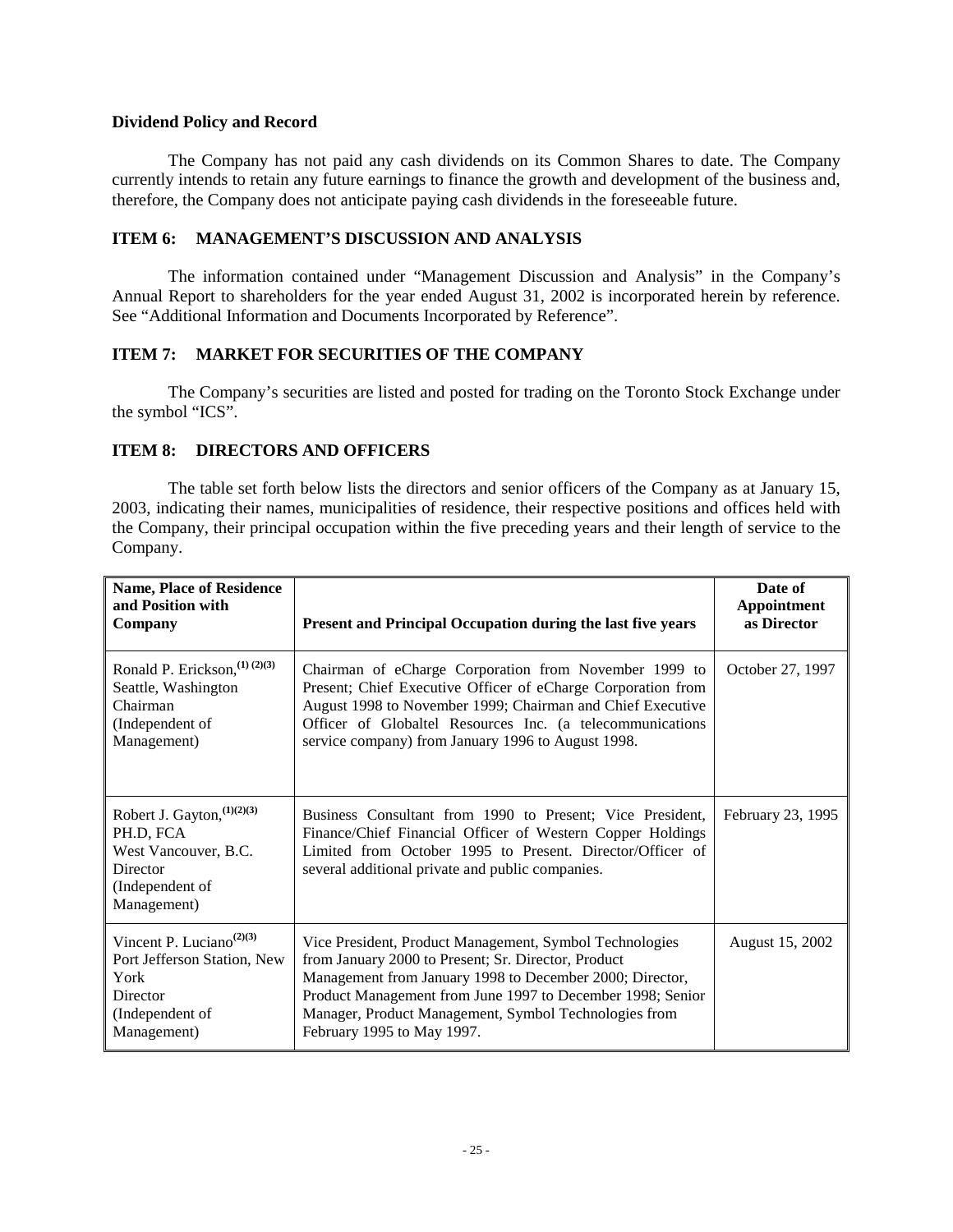### Dividend Policy and Record

The Company has not paid any cash dividends on its Common Shares to date. The Company currently intends to retain any future earnings to finance the growth and development of the business and, therefore, the Company does not anticipate paying cash dividends in the foreseeable future.

## ITEM 6: MANAGEMENT'S DISCUSSION AND ANALYSIS

The information contained under "Management Discussion and Analysis" in the Company's Annual Report to shareholders for the year ended August 31, 2002 is incorporated herein by reference. See "Additional Information and Documents Incorporated by Reference".

## ITEM 7: MARKET FOR SECURITIES OF THE COMPANY

The Company's securities are listed and posted for trading on the Toronto Stock Exchange under the symbol "ICS".

## ITEM 8: DIRECTORS AND OFFICERS

The table set forth below lists the directors and senior officers of the Company as at January 15, 2003, indicating their names, municipalities of residence, their respective positions and offices held with the Company, their principal occupation within the five preceding years and their length of service to the Company.

| Name, Place of Residence and Position with Company | Present and Principal Occupation during the last five years | Date of Appointment as Director |
|---|---|---|
| Ronald P. Erickson,[(1) (2)(3)] Seattle, Washington Chairman (Independent of Management) | Chairman of eCharge Corporation from November 1999 to Present; Chief Executive Officer of eCharge Corporation from August 1998 to November 1999; Chairman and Chief Executive Officer of Globaltel Resources Inc. (a telecommunications service company) from January 1996 to August 1998. | October 27, 1997 |
| Robert J. Gayton,[(1)(2)(3)] PH.D, FCA West Vancouver, B.C. Director (Independent of Management) | Business Consultant from 1990 to Present; Vice President, Finance/Chief Financial Officer of Western Copper Holdings Limited from October 1995 to Present. Director/Officer of several additional private and public companies. | February 23, 1995 |
| Vincent P. Luciano[(2)(3)] Port Jefferson Station, New York Director (Independent of Management) | Vice President, Product Management, Symbol Technologies from January 2000 to Present; Sr. Director, Product Management from January 1998 to December 2000; Director, Product Management from June 1997 to December 1998; Senior Manager, Product Management, Symbol Technologies from February 1995 to May 1997. | August 15, 2002 |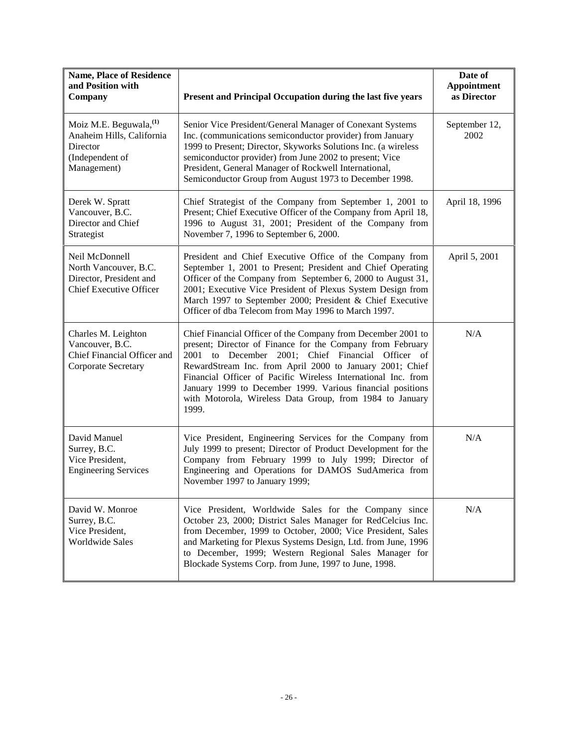| Name, Place of Residence and Position with Company | Present and Principal Occupation during the last five years | Date of Appointment as Director |
|---|---|---|
| Moiz M.E. Beguwala,[(1)] Anaheim Hills, California Director (Independent of Management) | Senior Vice President/General Manager of Conexant Systems Inc. (communications semiconductor provider) from January 1999 to Present; Director, Skyworks Solutions Inc. (a wireless semiconductor provider) from June 2002 to present; Vice President, General Manager of Rockwell International, Semiconductor Group from August 1973 to December 1998. | September 12, 2002 |
| Derek W. Spratt Vancouver, B.C. Director and Chief Strategist | Chief Strategist of the Company from September 1, 2001 to Present; Chief Executive Officer of the Company from April 18, 1996 to August 31, 2001; President of the Company from November 7, 1996 to September 6, 2000. | April 18, 1996 |
| Neil McDonnell North Vancouver, B.C. Director, President and Chief Executive Officer | President and Chief Executive Office of the Company from September 1, 2001 to Present; President and Chief Operating Officer of the Company from September 6, 2000 to August 31, 2001; Executive Vice President of Plexus System Design from March 1997 to September 2000; President & Chief Executive Officer of dba Telecom from May 1996 to March 1997. | April 5, 2001 |
| Charles M. Leighton Vancouver, B.C. Chief Financial Officer and Corporate Secretary | Chief Financial Officer of the Company from December 2001 to present; Director of Finance for the Company from February 2001 to December 2001; Chief Financial Officer of RewardStream Inc. from April 2000 to January 2001; Chief Financial Officer of Pacific Wireless International Inc. from January 1999 to December 1999. Various financial positions with Motorola, Wireless Data Group, from 1984 to January 1999. | N/A |
| David Manuel Surrey, B.C. Vice President, Engineering Services | Vice President, Engineering Services for the Company from July 1999 to present; Director of Product Development for the Company from February 1999 to July 1999; Director of Engineering and Operations for DAMOS SudAmerica from November 1997 to January 1999; | N/A |
| David W. Monroe Surrey, B.C. Vice President, Worldwide Sales | Vice President, Worldwide Sales for the Company since October 23, 2000; District Sales Manager for RedCelcius Inc. from December, 1999 to October, 2000; Vice President, Sales and Marketing for Plexus Systems Design, Ltd. from June, 1996 to December, 1999; Western Regional Sales Manager for Blockade Systems Corp. from June, 1997 to June, 1998. | N/A |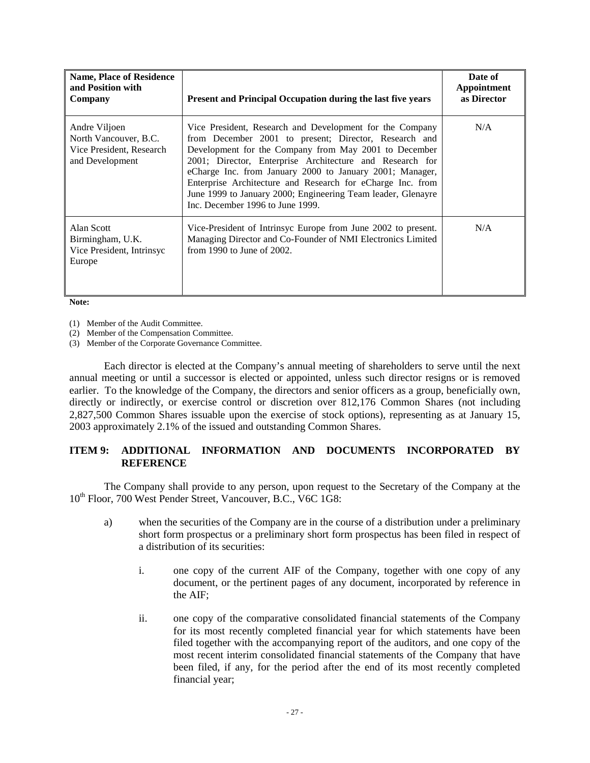| Name, Place of Residence and Position with Company | Present and Principal Occupation during the last five years | Date of Appointment as Director |
|---|---|---|
| Andre Viljoen<br>North Vancouver, B.C.<br>Vice President, Research and Development | Vice President, Research and Development for the Company from December 2001 to present; Director, Research and Development for the Company from May 2001 to December 2001; Director, Enterprise Architecture and Research for eCharge Inc. from January 2000 to January 2001; Manager, Enterprise Architecture and Research for eCharge Inc. from June 1999 to January 2000; Engineering Team leader, Glenayre Inc. December 1996 to June 1999. | N/A |
| Alan Scott<br>Birmingham, U.K.<br>Vice President, Intrinsyc Europe | Vice-President of Intrinsyc Europe from June 2002 to present. Managing Director and Co-Founder of NMI Electronics Limited from 1990 to June of 2002. | N/A |

**Note:**

(1) Member of the Audit Committee.
(2) Member of the Compensation Committee.
(3) Member of the Corporate Governance Committee.

Each director is elected at the Company's annual meeting of shareholders to serve until the next annual meeting or until a successor is elected or appointed, unless such director resigns or is removed earlier. To the knowledge of the Company, the directors and senior officers as a group, beneficially own, directly or indirectly, or exercise control or discretion over 812,176 Common Shares (not including 2,827,500 Common Shares issuable upon the exercise of stock options), representing as at January 15, 2003 approximately 2.1% of the issued and outstanding Common Shares.

## ITEM 9: ADDITIONAL INFORMATION AND DOCUMENTS INCORPORATED BY REFERENCE

The Company shall provide to any person, upon request to the Secretary of the Company at the 10th Floor, 700 West Pender Street, Vancouver, B.C., V6C 1G8:

a) when the securities of the Company are in the course of a distribution under a preliminary short form prospectus or a preliminary short form prospectus has been filed in respect of a distribution of its securities:

   i. one copy of the current AIF of the Company, together with one copy of any document, or the pertinent pages of any document, incorporated by reference in the AIF;

   ii. one copy of the comparative consolidated financial statements of the Company for its most recently completed financial year for which statements have been filed together with the accompanying report of the auditors, and one copy of the most recent interim consolidated financial statements of the Company that have been filed, if any, for the period after the end of its most recently completed financial year;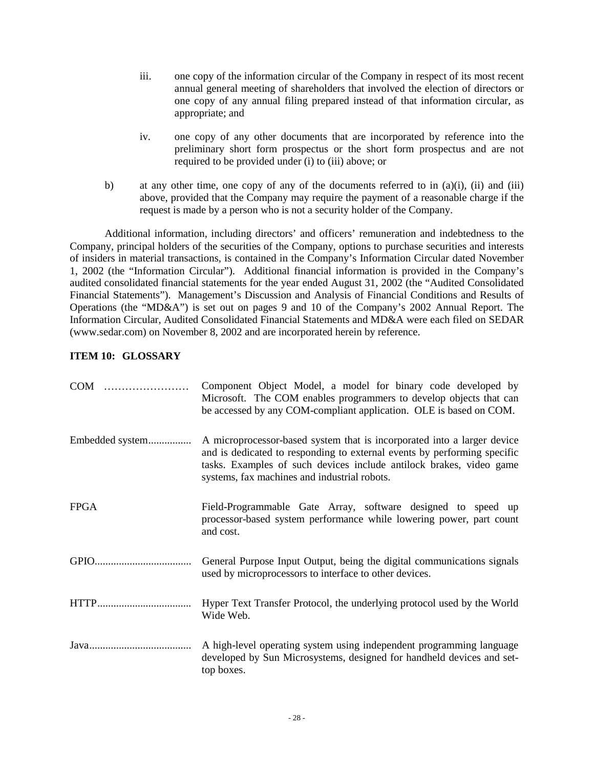iii. one copy of the information circular of the Company in respect of its most recent annual general meeting of shareholders that involved the election of directors or one copy of any annual filing prepared instead of that information circular, as appropriate; and

iv. one copy of any other documents that are incorporated by reference into the preliminary short form prospectus or the short form prospectus and are not required to be provided under (i) to (iii) above; or

b) at any other time, one copy of any of the documents referred to in (a)(i), (ii) and (iii) above, provided that the Company may require the payment of a reasonable charge if the request is made by a person who is not a security holder of the Company.

Additional information, including directors' and officers' remuneration and indebtedness to the Company, principal holders of the securities of the Company, options to purchase securities and interests of insiders in material transactions, is contained in the Company's Information Circular dated November 1, 2002 (the "Information Circular"). Additional financial information is provided in the Company's audited consolidated financial statements for the year ended August 31, 2002 (the "Audited Consolidated Financial Statements"). Management's Discussion and Analysis of Financial Conditions and Results of Operations (the "MD&A") is set out on pages 9 and 10 of the Company's 2002 Annual Report. The Information Circular, Audited Consolidated Financial Statements and MD&A were each filed on SEDAR (www.sedar.com) on November 8, 2002 and are incorporated herein by reference.

## ITEM 10: GLOSSARY

| | |
|---|---|
| COM …………………… | Component Object Model, a model for binary code developed by Microsoft. The COM enables programmers to develop objects that can be accessed by any COM-compliant application. OLE is based on COM. |
| Embedded system................ | A microprocessor-based system that is incorporated into a larger device and is dedicated to responding to external events by performing specific tasks. Examples of such devices include antilock brakes, video game systems, fax machines and industrial robots. |
| FPGA | Field-Programmable Gate Array, software designed to speed up processor-based system performance while lowering power, part count and cost. |
| GPIO................................... | General Purpose Input Output, being the digital communications signals used by microprocessors to interface to other devices. |
| HTTP.................................. | Hyper Text Transfer Protocol, the underlying protocol used by the World Wide Web. |
| Java..................................... | A high-level operating system using independent programming language developed by Sun Microsystems, designed for handheld devices and set-top boxes. |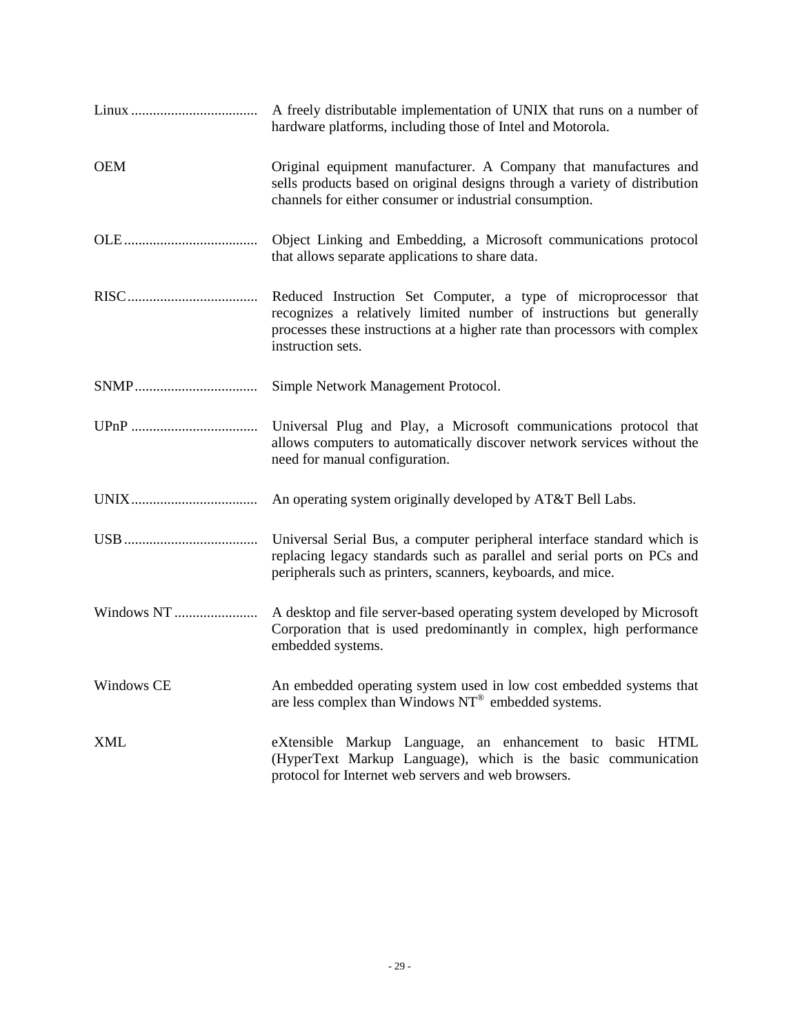**Linux** ................................... A freely distributable implementation of UNIX that runs on a number of hardware platforms, including those of Intel and Motorola.

**OEM** Original equipment manufacturer. A Company that manufactures and sells products based on original designs through a variety of distribution channels for either consumer or industrial consumption.

**OLE** ..................................... Object Linking and Embedding, a Microsoft communications protocol that allows separate applications to share data.

**RISC** .................................... Reduced Instruction Set Computer, a type of microprocessor that recognizes a relatively limited number of instructions but generally processes these instructions at a higher rate than processors with complex instruction sets.

**SNMP** .................................. Simple Network Management Protocol.

**UPnP** ................................... Universal Plug and Play, a Microsoft communications protocol that allows computers to automatically discover network services without the need for manual configuration.

**UNIX** ................................... An operating system originally developed by AT&T Bell Labs.

**USB** ..................................... Universal Serial Bus, a computer peripheral interface standard which is replacing legacy standards such as parallel and serial ports on PCs and peripherals such as printers, scanners, keyboards, and mice.

**Windows NT** ....................... A desktop and file server-based operating system developed by Microsoft Corporation that is used predominantly in complex, high performance embedded systems.

**Windows CE** An embedded operating system used in low cost embedded systems that are less complex than Windows NT® embedded systems.

**XML** eXtensible Markup Language, an enhancement to basic HTML (HyperText Markup Language), which is the basic communication protocol for Internet web servers and web browsers.